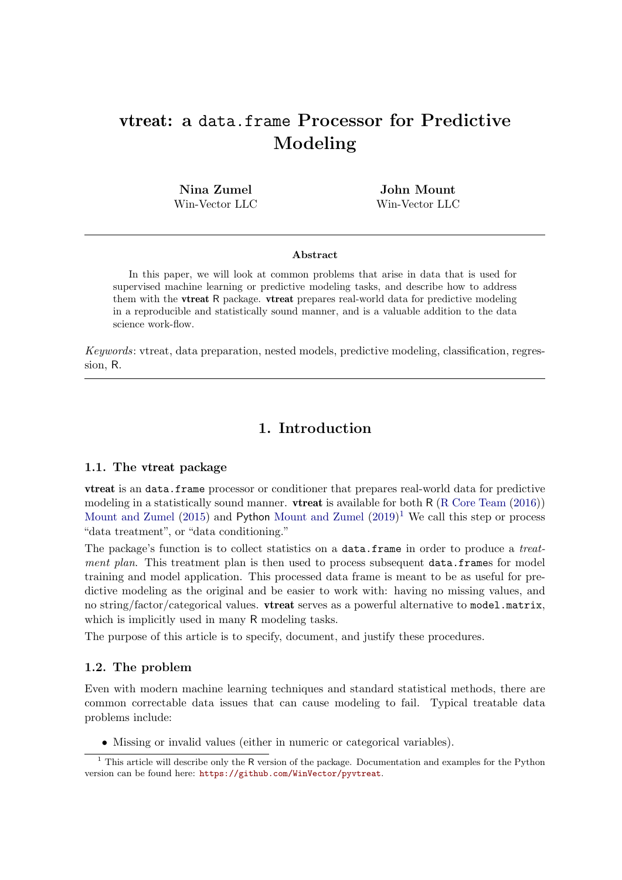# vtreat: a `data.frame` Processor for Predictive Modeling

**Nina Zumel**
Win-Vector LLC

**John Mount**
Win-Vector LLC

---

**Abstract**

In this paper, we will look at common problems that arise in data that is used for supervised machine learning or predictive modeling tasks, and describe how to address them with the **vtreat** R package. **vtreat** prepares real-world data for predictive modeling in a reproducible and statistically sound manner, and is a valuable addition to the data science work-flow.

*Keywords*: vtreat, data preparation, nested models, predictive modeling, classification, regression, R.

---

## 1. Introduction

### 1.1. The vtreat package

**vtreat** is an `data.frame` processor or conditioner that prepares real-world data for predictive modeling in a statistically sound manner. **vtreat** is available for both R (R Core Team (2016)) Mount and Zumel (2015) and Python Mount and Zumel (2019)[1] We call this step or process "data treatment", or "data conditioning."

The package's function is to collect statistics on a `data.frame` in order to produce a *treatment plan*. This treatment plan is then used to process subsequent `data.frame`s for model training and model application. This processed data frame is meant to be as useful for predictive modeling as the original and be easier to work with: having no missing values, and no string/factor/categorical values. **vtreat** serves as a powerful alternative to `model.matrix`, which is implicitly used in many R modeling tasks.

The purpose of this article is to specify, document, and justify these procedures.

### 1.2. The problem

Even with modern machine learning techniques and standard statistical methods, there are common correctable data issues that can cause modeling to fail. Typical treatable data problems include:

- Missing or invalid values (either in numeric or categorical variables).

[1] This article will describe only the R version of the package. Documentation and examples for the Python version can be found here: https://github.com/WinVector/pyvtreat.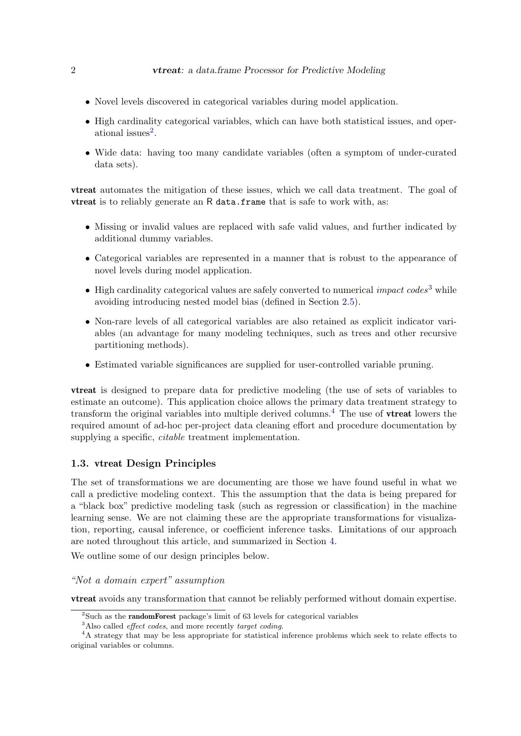- Novel levels discovered in categorical variables during model application.
- High cardinality categorical variables, which can have both statistical issues, and operational issues[2].
- Wide data: having too many candidate variables (often a symptom of under-curated data sets).

**vtreat** automates the mitigation of these issues, which we call data treatment. The goal of **vtreat** is to reliably generate an R `data.frame` that is safe to work with, as:

- Missing or invalid values are replaced with safe valid values, and further indicated by additional dummy variables.
- Categorical variables are represented in a manner that is robust to the appearance of novel levels during model application.
- High cardinality categorical values are safely converted to numerical *impact codes*[3] while avoiding introducing nested model bias (defined in Section 2.5).
- Non-rare levels of all categorical variables are also retained as explicit indicator variables (an advantage for many modeling techniques, such as trees and other recursive partitioning methods).
- Estimated variable significances are supplied for user-controlled variable pruning.

**vtreat** is designed to prepare data for predictive modeling (the use of sets of variables to estimate an outcome). This application choice allows the primary data treatment strategy to transform the original variables into multiple derived columns.[4] The use of **vtreat** lowers the required amount of ad-hoc per-project data cleaning effort and procedure documentation by supplying a specific, *citable* treatment implementation.

### 1.3. vtreat Design Principles

The set of transformations we are documenting are those we have found useful in what we call a predictive modeling context. This the assumption that the data is being prepared for a "black box" predictive modeling task (such as regression or classification) in the machine learning sense. We are not claiming these are the appropriate transformations for visualization, reporting, causal inference, or coefficient inference tasks. Limitations of our approach are noted throughout this article, and summarized in Section 4.

We outline some of our design principles below.

*"Not a domain expert" assumption*

**vtreat** avoids any transformation that cannot be reliably performed without domain expertise.

---

[2] Such as the **randomForest** package's limit of 63 levels for categorical variables

[3] Also called *effect codes*, and more recently *target coding*.

[4] A strategy that may be less appropriate for statistical inference problems which seek to relate effects to original variables or columns.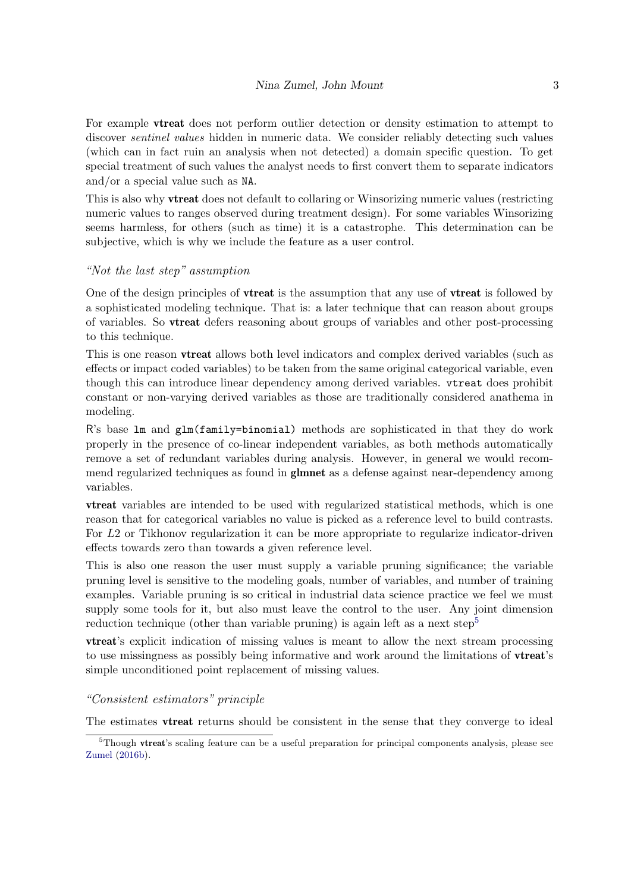For example **vtreat** does not perform outlier detection or density estimation to attempt to discover *sentinel values* hidden in numeric data. We consider reliably detecting such values (which can in fact ruin an analysis when not detected) a domain specific question. To get special treatment of such values the analyst needs to first convert them to separate indicators and/or a special value such as `NA`.

This is also why **vtreat** does not default to collaring or Winsorizing numeric values (restricting numeric values to ranges observed during treatment design). For some variables Winsorizing seems harmless, for others (such as time) it is a catastrophe. This determination can be subjective, which is why we include the feature as a user control.

### *"Not the last step" assumption*

One of the design principles of **vtreat** is the assumption that any use of **vtreat** is followed by a sophisticated modeling technique. That is: a later technique that can reason about groups of variables. So **vtreat** defers reasoning about groups of variables and other post-processing to this technique.

This is one reason **vtreat** allows both level indicators and complex derived variables (such as effects or impact coded variables) to be taken from the same original categorical variable, even though this can introduce linear dependency among derived variables. `vtreat` does prohibit constant or non-varying derived variables as those are traditionally considered anathema in modeling.

R's base `lm` and `glm(family=binomial)` methods are sophisticated in that they do work properly in the presence of co-linear independent variables, as both methods automatically remove a set of redundant variables during analysis. However, in general we would recommend regularized techniques as found in **glmnet** as a defense against near-dependency among variables.

**vtreat** variables are intended to be used with regularized statistical methods, which is one reason that for categorical variables no value is picked as a reference level to build contrasts. For $L2$ or Tikhonov regularization it can be more appropriate to regularize indicator-driven effects towards zero than towards a given reference level.

This is also one reason the user must supply a variable pruning significance; the variable pruning level is sensitive to the modeling goals, number of variables, and number of training examples. Variable pruning is so critical in industrial data science practice we feel we must supply some tools for it, but also must leave the control to the user. Any joint dimension reduction technique (other than variable pruning) is again left as a next step[5]

**vtreat**'s explicit indication of missing values is meant to allow the next stream processing to use missingness as possibly being informative and work around the limitations of **vtreat**'s simple unconditioned point replacement of missing values.

### *"Consistent estimators" principle*

The estimates **vtreat** returns should be consistent in the sense that they converge to ideal

[5] Though **vtreat**'s scaling feature can be a useful preparation for principal components analysis, please see Zumel (2016b).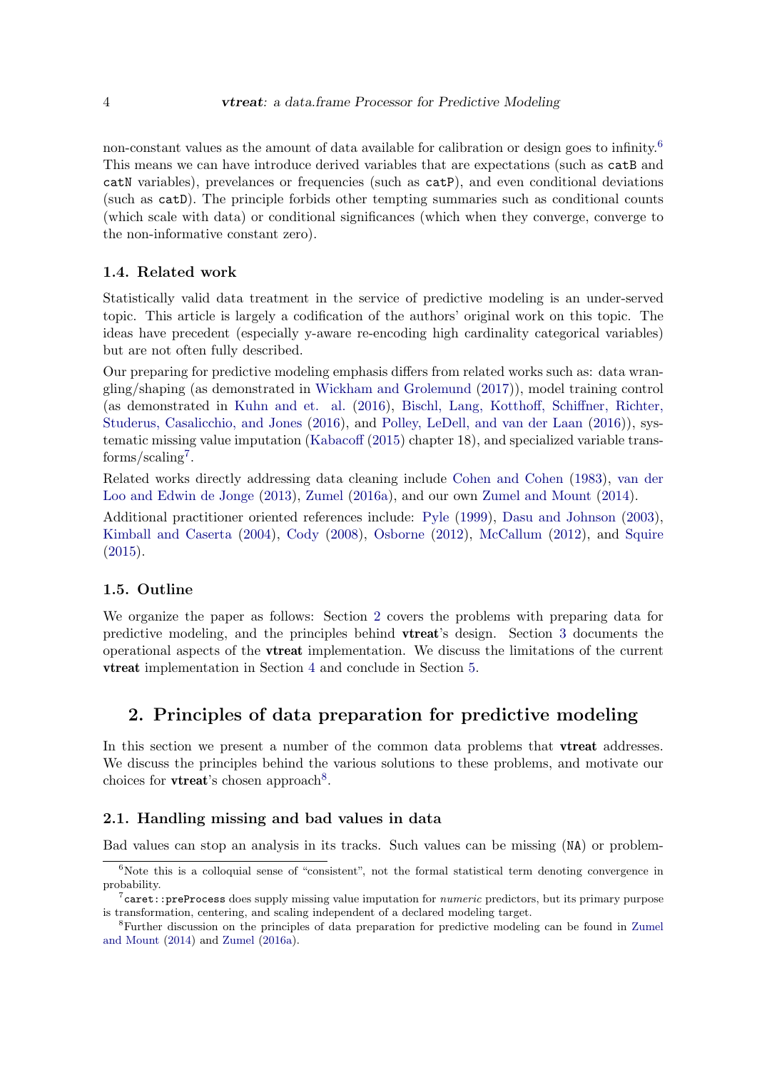non-constant values as the amount of data available for calibration or design goes to infinity.[6] This means we can have introduce derived variables that are expectations (such as `catB` and `catN` variables), prevelances or frequencies (such as `catP`), and even conditional deviations (such as `catD`). The principle forbids other tempting summaries such as conditional counts (which scale with data) or conditional significances (which when they converge, converge to the non-informative constant zero).

### 1.4. Related work

Statistically valid data treatment in the service of predictive modeling is an under-served topic. This article is largely a codification of the authors' original work on this topic. The ideas have precedent (especially y-aware re-encoding high cardinality categorical variables) but are not often fully described.

Our preparing for predictive modeling emphasis differs from related works such as: data wrangling/shaping (as demonstrated in Wickham and Grolemund (2017)), model training control (as demonstrated in Kuhn and et. al. (2016), Bischl, Lang, Kotthoff, Schiffner, Richter, Studerus, Casalicchio, and Jones (2016), and Polley, LeDell, and van der Laan (2016)), systematic missing value imputation (Kabacoff (2015) chapter 18), and specialized variable transforms/scaling[7].

Related works directly addressing data cleaning include Cohen and Cohen (1983), van der Loo and Edwin de Jonge (2013), Zumel (2016a), and our own Zumel and Mount (2014).

Additional practitioner oriented references include: Pyle (1999), Dasu and Johnson (2003), Kimball and Caserta (2004), Cody (2008), Osborne (2012), McCallum (2012), and Squire (2015).

### 1.5. Outline

We organize the paper as follows: Section 2 covers the problems with preparing data for predictive modeling, and the principles behind **vtreat**'s design. Section 3 documents the operational aspects of the **vtreat** implementation. We discuss the limitations of the current **vtreat** implementation in Section 4 and conclude in Section 5.

## 2. Principles of data preparation for predictive modeling

In this section we present a number of the common data problems that **vtreat** addresses. We discuss the principles behind the various solutions to these problems, and motivate our choices for **vtreat**'s chosen approach[8].

### 2.1. Handling missing and bad values in data

Bad values can stop an analysis in its tracks. Such values can be missing (`NA`) or problem-

---

[6] Note this is a colloquial sense of "consistent", not the formal statistical term denoting convergence in probability.

[7] `caret::preProcess` does supply missing value imputation for *numeric* predictors, but its primary purpose is transformation, centering, and scaling independent of a declared modeling target.

[8] Further discussion on the principles of data preparation for predictive modeling can be found in Zumel and Mount (2014) and Zumel (2016a).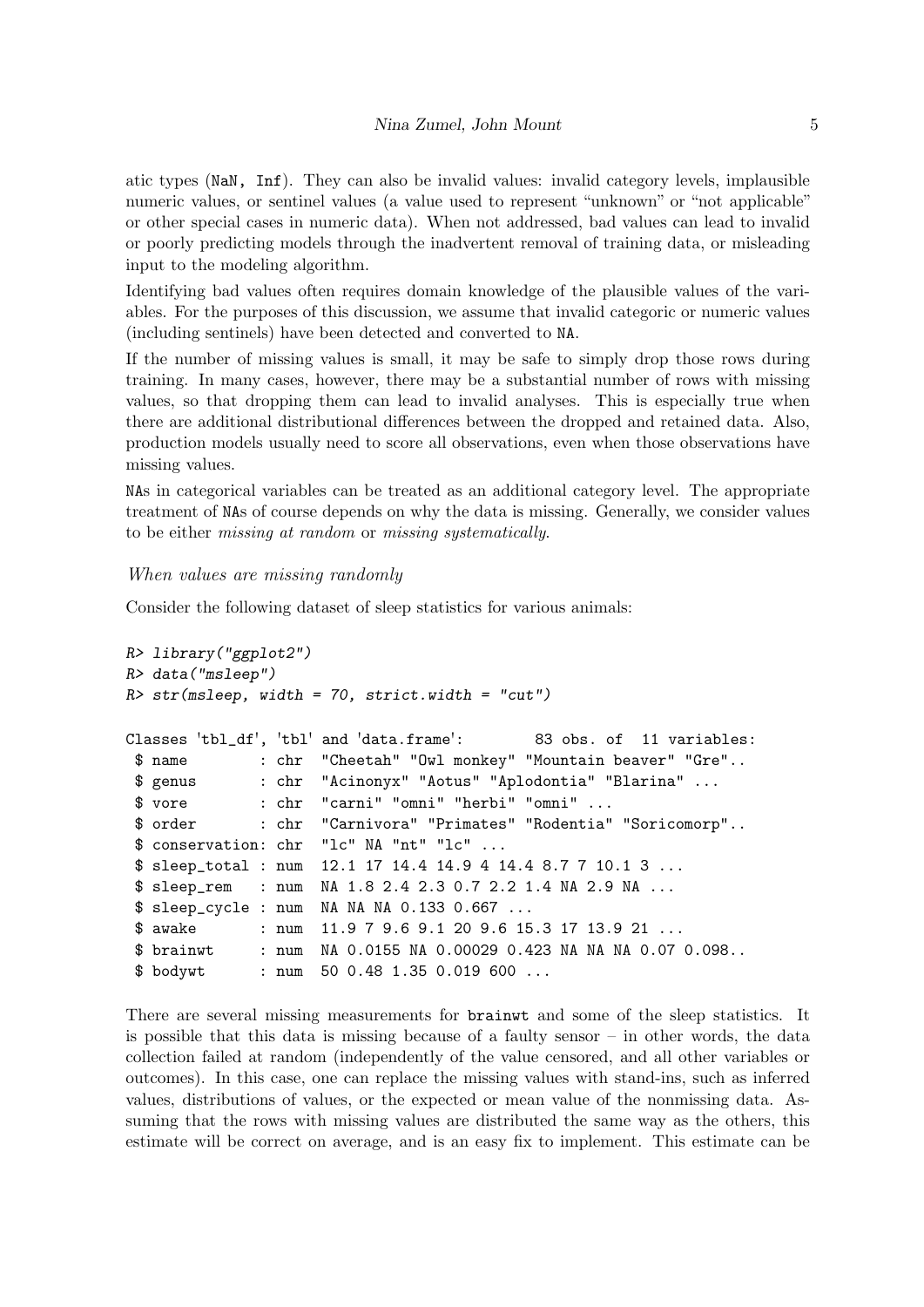atic types (`NaN, Inf`). They can also be invalid values: invalid category levels, implausible numeric values, or sentinel values (a value used to represent "unknown" or "not applicable" or other special cases in numeric data). When not addressed, bad values can lead to invalid or poorly predicting models through the inadvertent removal of training data, or misleading input to the modeling algorithm.

Identifying bad values often requires domain knowledge of the plausible values of the variables. For the purposes of this discussion, we assume that invalid categoric or numeric values (including sentinels) have been detected and converted to `NA`.

If the number of missing values is small, it may be safe to simply drop those rows during training. In many cases, however, there may be a substantial number of rows with missing values, so that dropping them can lead to invalid analyses. This is especially true when there are additional distributional differences between the dropped and retained data. Also, production models usually need to score all observations, even when those observations have missing values.

`NA`s in categorical variables can be treated as an additional category level. The appropriate treatment of `NA`s of course depends on why the data is missing. Generally, we consider values to be either *missing at random* or *missing systematically*.

*When values are missing randomly*

Consider the following dataset of sleep statistics for various animals:

```
R> library("ggplot2")
R> data("msleep")
R> str(msleep, width = 70, strict.width = "cut")

Classes 'tbl_df', 'tbl' and 'data.frame':       83 obs. of  11 variables:
 $ name        : chr  "Cheetah" "Owl monkey" "Mountain beaver" "Gre"..
 $ genus       : chr  "Acinonyx" "Aotus" "Aplodontia" "Blarina" ...
 $ vore        : chr  "carni" "omni" "herbi" "omni" ...
 $ order       : chr  "Carnivora" "Primates" "Rodentia" "Soricomorp"..
 $ conservation: chr  "lc" NA "nt" "lc" ...
 $ sleep_total : num  12.1 17 14.4 14.9 4 14.4 8.7 7 10.1 3 ...
 $ sleep_rem   : num  NA 1.8 2.4 2.3 0.7 2.2 1.4 NA 2.9 NA ...
 $ sleep_cycle : num  NA NA NA 0.133 0.667 ...
 $ awake       : num  11.9 7 9.6 9.1 20 9.6 15.3 17 13.9 21 ...
 $ brainwt     : num  NA 0.0155 NA 0.00029 0.423 NA NA NA 0.07 0.098..
 $ bodywt      : num  50 0.48 1.35 0.019 600 ...
```

There are several missing measurements for `brainwt` and some of the sleep statistics. It is possible that this data is missing because of a faulty sensor – in other words, the data collection failed at random (independently of the value censored, and all other variables or outcomes). In this case, one can replace the missing values with stand-ins, such as inferred values, distributions of values, or the expected or mean value of the nonmissing data. Assuming that the rows with missing values are distributed the same way as the others, this estimate will be correct on average, and is an easy fix to implement. This estimate can be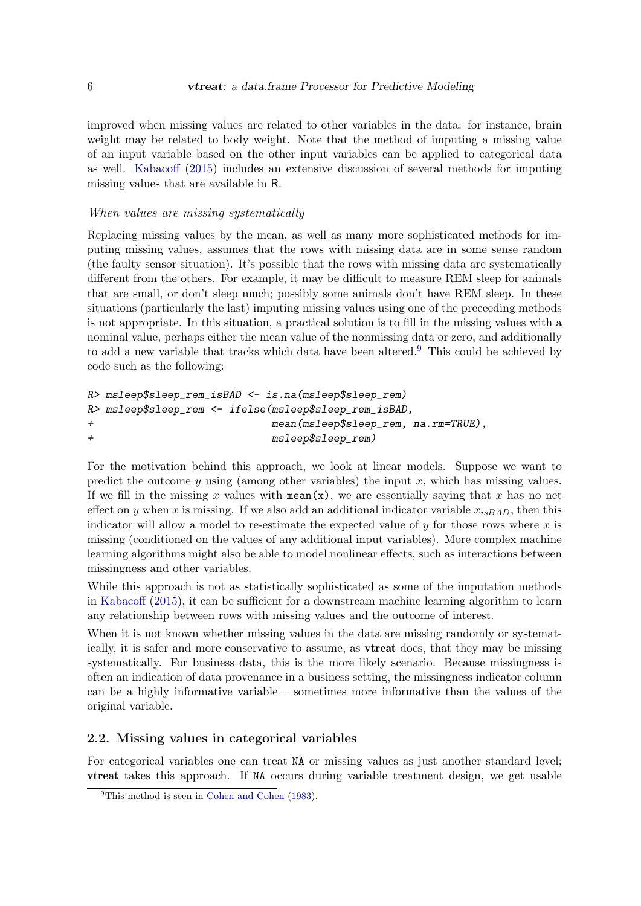improved when missing values are related to other variables in the data: for instance, brain weight may be related to body weight. Note that the method of imputing a missing value of an input variable based on the other input variables can be applied to categorical data as well. Kabacoff (2015) includes an extensive discussion of several methods for imputing missing values that are available in R.

*When values are missing systematically*

Replacing missing values by the mean, as well as many more sophisticated methods for imputing missing values, assumes that the rows with missing data are in some sense random (the faulty sensor situation). It's possible that the rows with missing data are systematically different from the others. For example, it may be difficult to measure REM sleep for animals that are small, or don't sleep much; possibly some animals don't have REM sleep. In these situations (particularly the last) imputing missing values using one of the preceeding methods is not appropriate. In this situation, a practical solution is to fill in the missing values with a nominal value, perhaps either the mean value of the nonmissing data or zero, and additionally to add a new variable that tracks which data have been altered.[9] This could be achieved by code such as the following:

```
R> msleep$sleep_rem_isBAD <- is.na(msleep$sleep_rem)
R> msleep$sleep_rem <- ifelse(msleep$sleep_rem_isBAD,
+                             mean(msleep$sleep_rem, na.rm=TRUE),
+                             msleep$sleep_rem)
```

For the motivation behind this approach, we look at linear models. Suppose we want to predict the outcome $y$ using (among other variables) the input $x$, which has missing values. If we fill in the missing $x$ values with `mean(x)`, we are essentially saying that $x$ has no net effect on $y$ when $x$ is missing. If we also add an additional indicator variable $x_{isBAD}$, then this indicator will allow a model to re-estimate the expected value of $y$ for those rows where $x$ is missing (conditioned on the values of any additional input variables). More complex machine learning algorithms might also be able to model nonlinear effects, such as interactions between missingness and other variables.

While this approach is not as statistically sophisticated as some of the imputation methods in Kabacoff (2015), it can be sufficient for a downstream machine learning algorithm to learn any relationship between rows with missing values and the outcome of interest.

When it is not known whether missing values in the data are missing randomly or systematically, it is safer and more conservative to assume, as **vtreat** does, that they may be missing systematically. For business data, this is the more likely scenario. Because missingness is often an indication of data provenance in a business setting, the missingness indicator column can be a highly informative variable – sometimes more informative than the values of the original variable.

## 2.2. Missing values in categorical variables

For categorical variables one can treat `NA` or missing values as just another standard level; **vtreat** takes this approach. If `NA` occurs during variable treatment design, we get usable

[9] This method is seen in Cohen and Cohen (1983).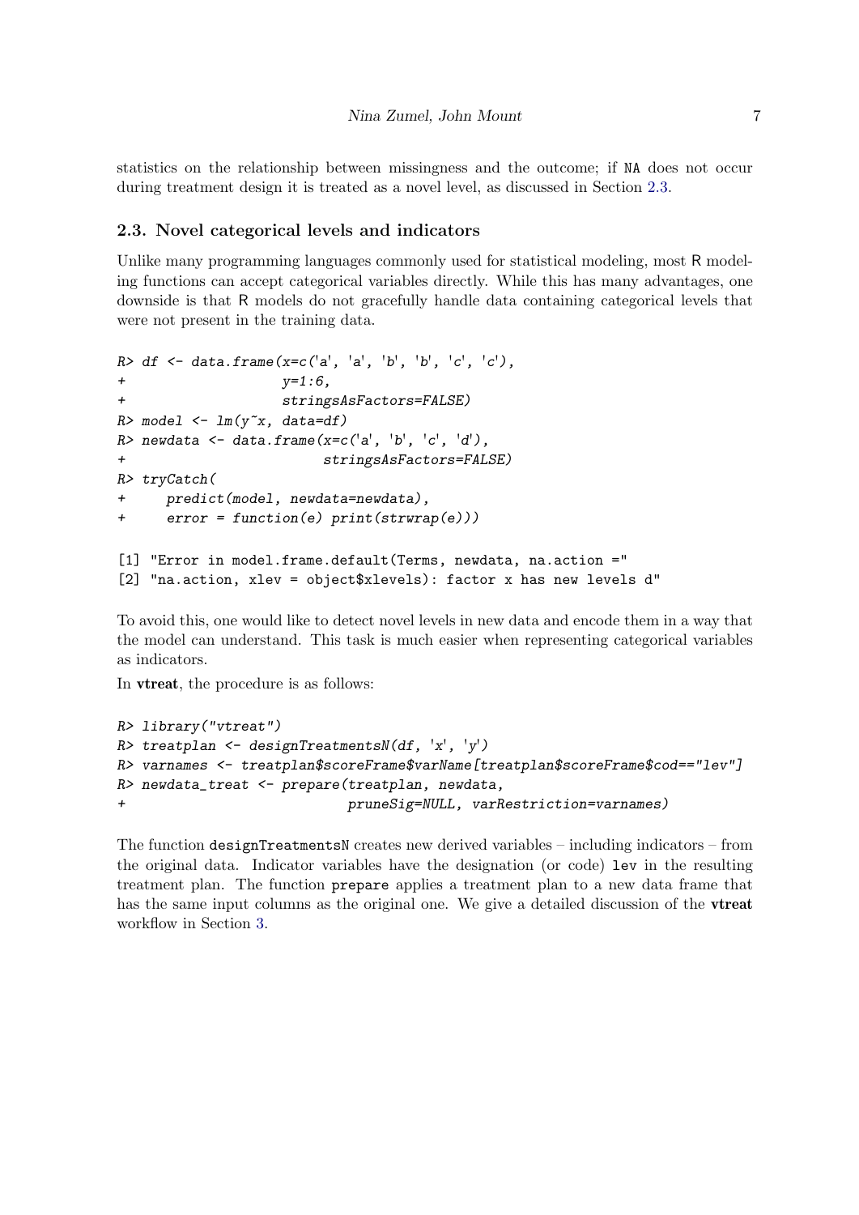statistics on the relationship between missingness and the outcome; if NA does not occur during treatment design it is treated as a novel level, as discussed in Section 2.3.

### 2.3. Novel categorical levels and indicators

Unlike many programming languages commonly used for statistical modeling, most R modeling functions can accept categorical variables directly. While this has many advantages, one downside is that R models do not gracefully handle data containing categorical levels that were not present in the training data.

```
R> df <- data.frame(x=c('a', 'a', 'b', 'b', 'c', 'c'),
+                   y=1:6,
+                   stringsAsFactors=FALSE)
R> model <- lm(y~x, data=df)
R> newdata <- data.frame(x=c('a', 'b', 'c', 'd'),
+                        stringsAsFactors=FALSE)
R> tryCatch(
+     predict(model, newdata=newdata),
+     error = function(e) print(strwrap(e)))

[1] "Error in model.frame.default(Terms, newdata, na.action ="
[2] "na.action, xlev = object$xlevels): factor x has new levels d"
```

To avoid this, one would like to detect novel levels in new data and encode them in a way that the model can understand. This task is much easier when representing categorical variables as indicators.

In **vtreat**, the procedure is as follows:

```
R> library("vtreat")
R> treatplan <- designTreatmentsN(df, 'x', 'y')
R> varnames <- treatplan$scoreFrame$varName[treatplan$scoreFrame$cod=="lev"]
R> newdata_treat <- prepare(treatplan, newdata,
+                           pruneSig=NULL, varRestriction=varnames)
```

The function `designTreatmentsN` creates new derived variables – including indicators – from the original data. Indicator variables have the designation (or code) `lev` in the resulting treatment plan. The function `prepare` applies a treatment plan to a new data frame that has the same input columns as the original one. We give a detailed discussion of the **vtreat** workflow in Section 3.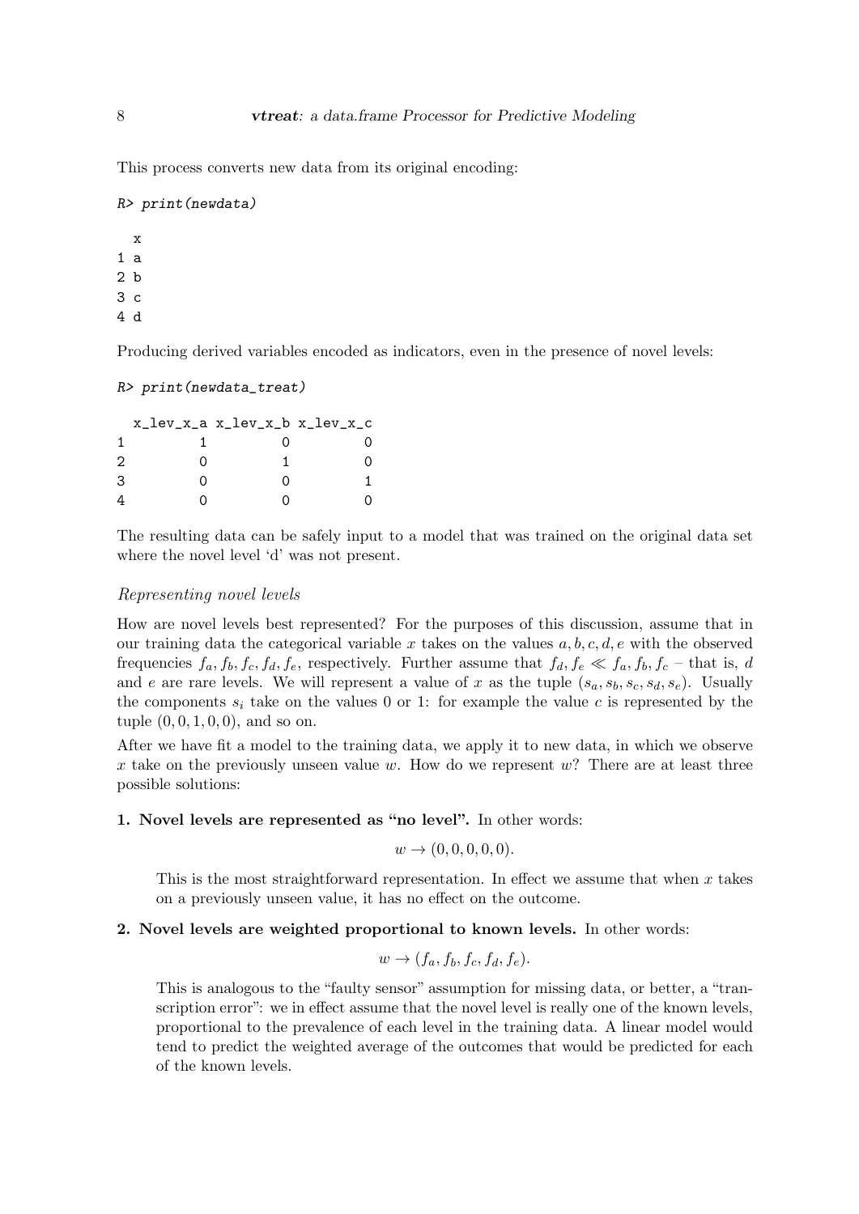This process converts new data from its original encoding:

```
R> print(newdata)

  x
1 a
2 b
3 c
4 d
```

Producing derived variables encoded as indicators, even in the presence of novel levels:

```
R> print(newdata_treat)

  x_lev_x_a x_lev_x_b x_lev_x_c
1         1         0         0
2         0         1         0
3         0         0         1
4         0         0         0
```

The resulting data can be safely input to a model that was trained on the original data set where the novel level 'd' was not present.

### *Representing novel levels*

How are novel levels best represented? For the purposes of this discussion, assume that in our training data the categorical variable $x$ takes on the values $a, b, c, d, e$ with the observed frequencies $f_a, f_b, f_c, f_d, f_e$, respectively. Further assume that $f_d, f_e \ll f_a, f_b, f_c$ – that is, $d$ and $e$ are rare levels. We will represent a value of $x$ as the tuple $(s_a, s_b, s_c, s_d, s_e)$. Usually the components $s_i$ take on the values 0 or 1: for example the value $c$ is represented by the tuple $(0, 0, 1, 0, 0)$, and so on.

After we have fit a model to the training data, we apply it to new data, in which we observe $x$ take on the previously unseen value $w$. How do we represent $w$? There are at least three possible solutions:

1. **Novel levels are represented as "no level".** In other words:

   $$w \to (0, 0, 0, 0, 0).$$

   This is the most straightforward representation. In effect we assume that when $x$ takes on a previously unseen value, it has no effect on the outcome.

2. **Novel levels are weighted proportional to known levels.** In other words:

   $$w \to (f_a, f_b, f_c, f_d, f_e).$$

   This is analogous to the "faulty sensor" assumption for missing data, or better, a "transcription error": we in effect assume that the novel level is really one of the known levels, proportional to the prevalence of each level in the training data. A linear model would tend to predict the weighted average of the outcomes that would be predicted for each of the known levels.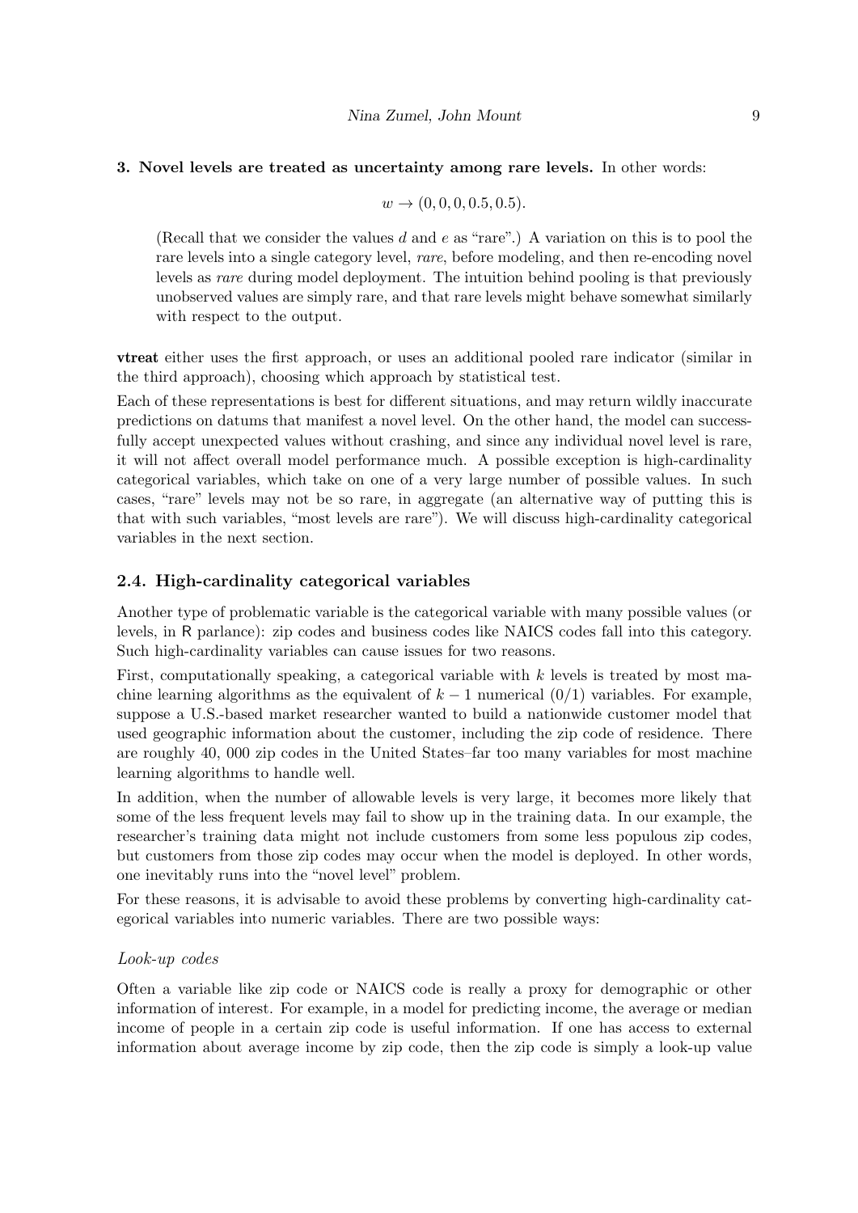**3. Novel levels are treated as uncertainty among rare levels.** In other words:

$$w \rightarrow (0, 0, 0, 0.5, 0.5).$$

(Recall that we consider the values $d$ and $e$ as "rare".) A variation on this is to pool the rare levels into a single category level, *rare*, before modeling, and then re-encoding novel levels as *rare* during model deployment. The intuition behind pooling is that previously unobserved values are simply rare, and that rare levels might behave somewhat similarly with respect to the output.

**vtreat** either uses the first approach, or uses an additional pooled rare indicator (similar in the third approach), choosing which approach by statistical test.

Each of these representations is best for different situations, and may return wildly inaccurate predictions on datums that manifest a novel level. On the other hand, the model can successfully accept unexpected values without crashing, and since any individual novel level is rare, it will not affect overall model performance much. A possible exception is high-cardinality categorical variables, which take on one of a very large number of possible values. In such cases, "rare" levels may not be so rare, in aggregate (an alternative way of putting this is that with such variables, "most levels are rare"). We will discuss high-cardinality categorical variables in the next section.

### 2.4. High-cardinality categorical variables

Another type of problematic variable is the categorical variable with many possible values (or levels, in R parlance): zip codes and business codes like NAICS codes fall into this category. Such high-cardinality variables can cause issues for two reasons.

First, computationally speaking, a categorical variable with $k$ levels is treated by most machine learning algorithms as the equivalent of $k - 1$ numerical (0/1) variables. For example, suppose a U.S.-based market researcher wanted to build a nationwide customer model that used geographic information about the customer, including the zip code of residence. There are roughly 40, 000 zip codes in the United States–far too many variables for most machine learning algorithms to handle well.

In addition, when the number of allowable levels is very large, it becomes more likely that some of the less frequent levels may fail to show up in the training data. In our example, the researcher's training data might not include customers from some less populous zip codes, but customers from those zip codes may occur when the model is deployed. In other words, one inevitably runs into the "novel level" problem.

For these reasons, it is advisable to avoid these problems by converting high-cardinality categorical variables into numeric variables. There are two possible ways:

*Look-up codes*

Often a variable like zip code or NAICS code is really a proxy for demographic or other information of interest. For example, in a model for predicting income, the average or median income of people in a certain zip code is useful information. If one has access to external information about average income by zip code, then the zip code is simply a look-up value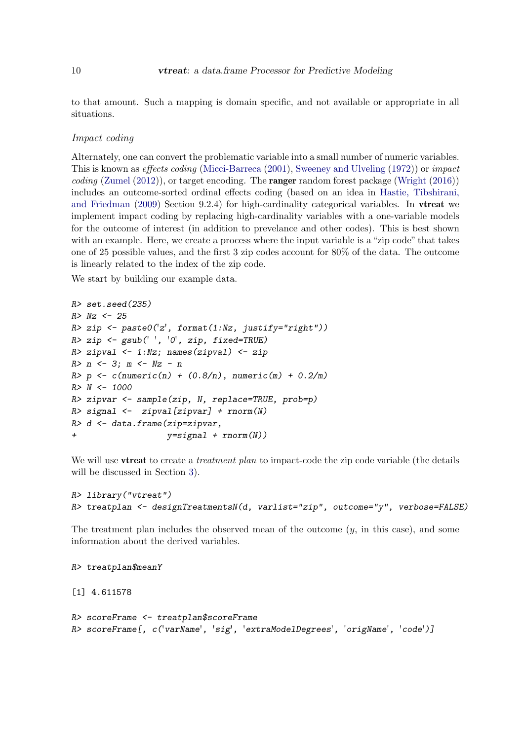to that amount. Such a mapping is domain specific, and not available or appropriate in all situations.

### *Impact coding*

Alternately, one can convert the problematic variable into a small number of numeric variables. This is known as *effects coding* (Micci-Barreca (2001), Sweeney and Ulveling (1972)) or *impact coding* (Zumel (2012)), or target encoding. The **ranger** random forest package (Wright (2016)) includes an outcome-sorted ordinal effects coding (based on an idea in Hastie, Tibshirani, and Friedman (2009) Section 9.2.4) for high-cardinality categorical variables. In **vtreat** we implement impact coding by replacing high-cardinality variables with a one-variable models for the outcome of interest (in addition to prevelance and other codes). This is best shown with an example. Here, we create a process where the input variable is a "zip code" that takes one of 25 possible values, and the first 3 zip codes account for 80% of the data. The outcome is linearly related to the index of the zip code.

We start by building our example data.

```
R> set.seed(235)
R> Nz <- 25
R> zip <- paste0('z', format(1:Nz, justify="right"))
R> zip <- gsub(' ', '0', zip, fixed=TRUE)
R> zipval <- 1:Nz; names(zipval) <- zip
R> n <- 3; m <- Nz - n
R> p <- c(numeric(n) + (0.8/n), numeric(m) + 0.2/m)
R> N <- 1000
R> zipvar <- sample(zip, N, replace=TRUE, prob=p)
R> signal <-  zipval[zipvar] + rnorm(N)
R> d <- data.frame(zip=zipvar,
+                  y=signal + rnorm(N))
```

We will use **vtreat** to create a *treatment plan* to impact-code the zip code variable (the details will be discussed in Section 3).

```
R> library("vtreat")
R> treatplan <- designTreatmentsN(d, varlist="zip", outcome="y", verbose=FALSE)
```

The treatment plan includes the observed mean of the outcome ($y$, in this case), and some information about the derived variables.

```
R> treatplan$meanY

[1] 4.611578

R> scoreFrame <- treatplan$scoreFrame
R> scoreFrame[, c('varName', 'sig', 'extraModelDegrees', 'origName', 'code')]
```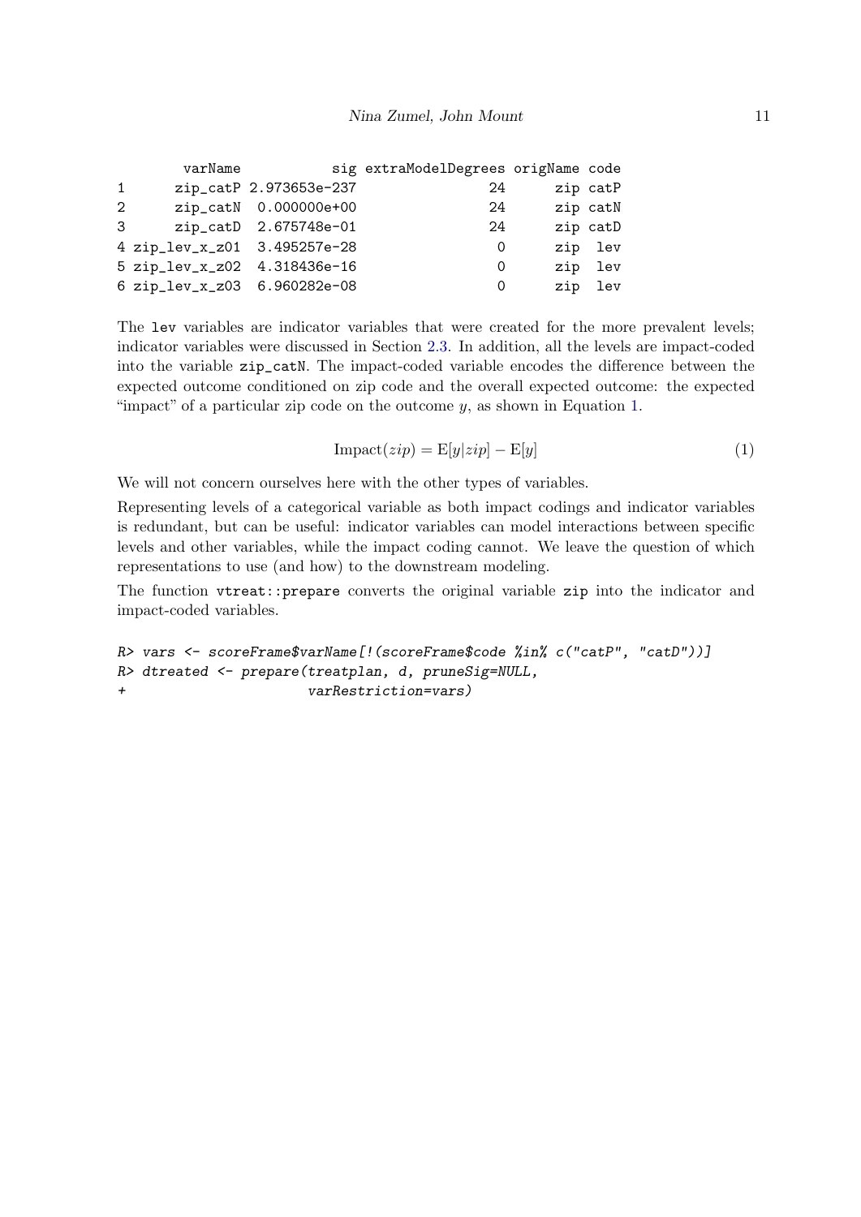```
        varName           sig extraModelDegrees origName code
1      zip_catP 2.973653e-237                24      zip catP
2      zip_catN  0.000000e+00                24      zip catN
3      zip_catD  2.675748e-01                24      zip catD
4 zip_lev_x_z01  3.495257e-28                 0      zip  lev
5 zip_lev_x_z02  4.318436e-16                 0      zip  lev
6 zip_lev_x_z03  6.960282e-08                 0      zip  lev
```

The `lev` variables are indicator variables that were created for the more prevalent levels; indicator variables were discussed in Section 2.3. In addition, all the levels are impact-coded into the variable `zip_catN`. The impact-coded variable encodes the difference between the expected outcome conditioned on zip code and the overall expected outcome: the expected "impact" of a particular zip code on the outcome $y$, as shown in Equation 1.

$$\text{Impact}(zip) = \text{E}[y|zip] - \text{E}[y] \tag{1}$$

We will not concern ourselves here with the other types of variables.

Representing levels of a categorical variable as both impact codings and indicator variables is redundant, but can be useful: indicator variables can model interactions between specific levels and other variables, while the impact coding cannot. We leave the question of which representations to use (and how) to the downstream modeling.

The function `vtreat::prepare` converts the original variable `zip` into the indicator and impact-coded variables.

```
R> vars <- scoreFrame$varName[!(scoreFrame$code %in% c("catP", "catD"))]
R> dtreated <- prepare(treatplan, d, pruneSig=NULL,
+                      varRestriction=vars)
```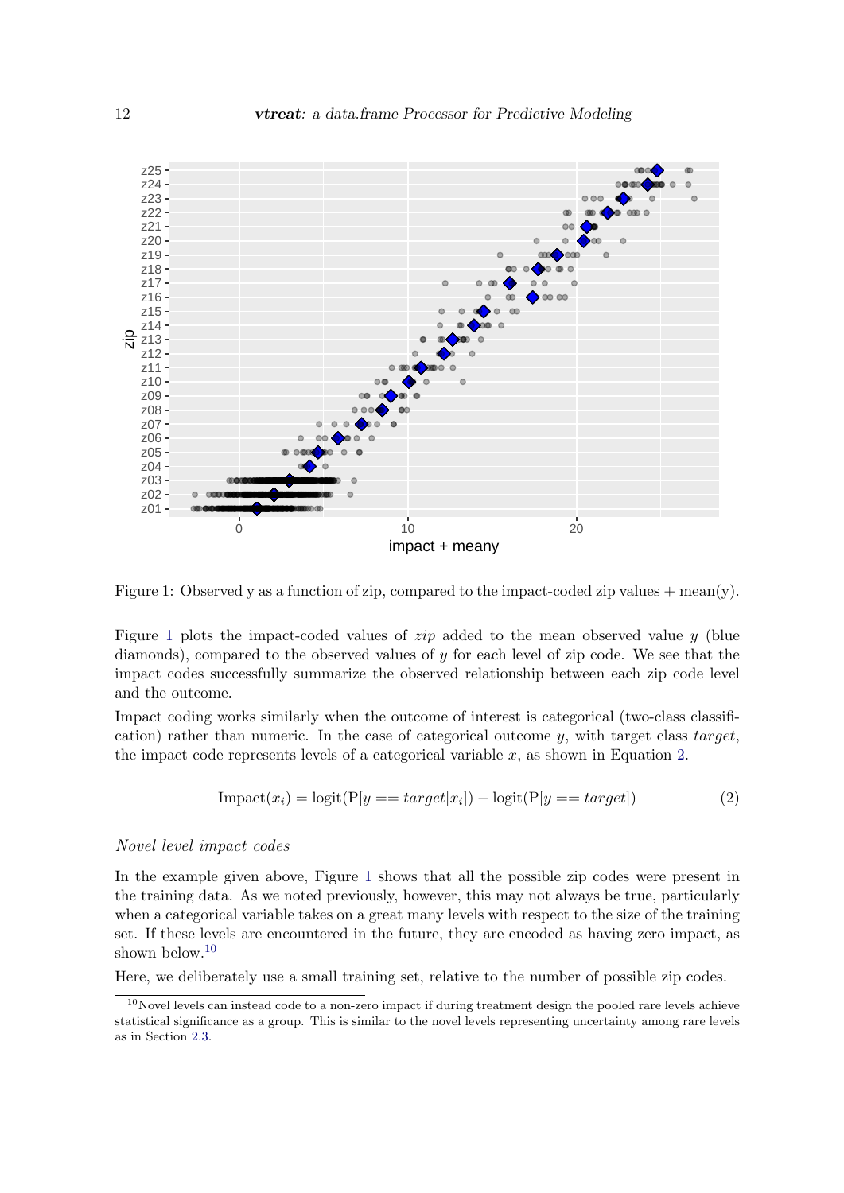Figure 1: Observed y as a function of zip, compared to the impact-coded zip values + mean(y).

Figure 1 plots the impact-coded values of *zip* added to the mean observed value *y* (blue diamonds), compared to the observed values of *y* for each level of zip code. We see that the impact codes successfully summarize the observed relationship between each zip code level and the outcome.

Impact coding works similarly when the outcome of interest is categorical (two-class classification) rather than numeric. In the case of categorical outcome $y$, with target class *target*, the impact code represents levels of a categorical variable $x$, as shown in Equation 2.

$$\text{Impact}(x_i) = \text{logit}(\text{P}[y == target|x_i]) - \text{logit}(\text{P}[y == target]) \tag{2}$$

*Novel level impact codes*

In the example given above, Figure 1 shows that all the possible zip codes were present in the training data. As we noted previously, however, this may not always be true, particularly when a categorical variable takes on a great many levels with respect to the size of the training set. If these levels are encountered in the future, they are encoded as having zero impact, as shown below.[10]

Here, we deliberately use a small training set, relative to the number of possible zip codes.

[10] Novel levels can instead code to a non-zero impact if during treatment design the pooled rare levels achieve statistical significance as a group. This is similar to the novel levels representing uncertainty among rare levels as in Section 2.3.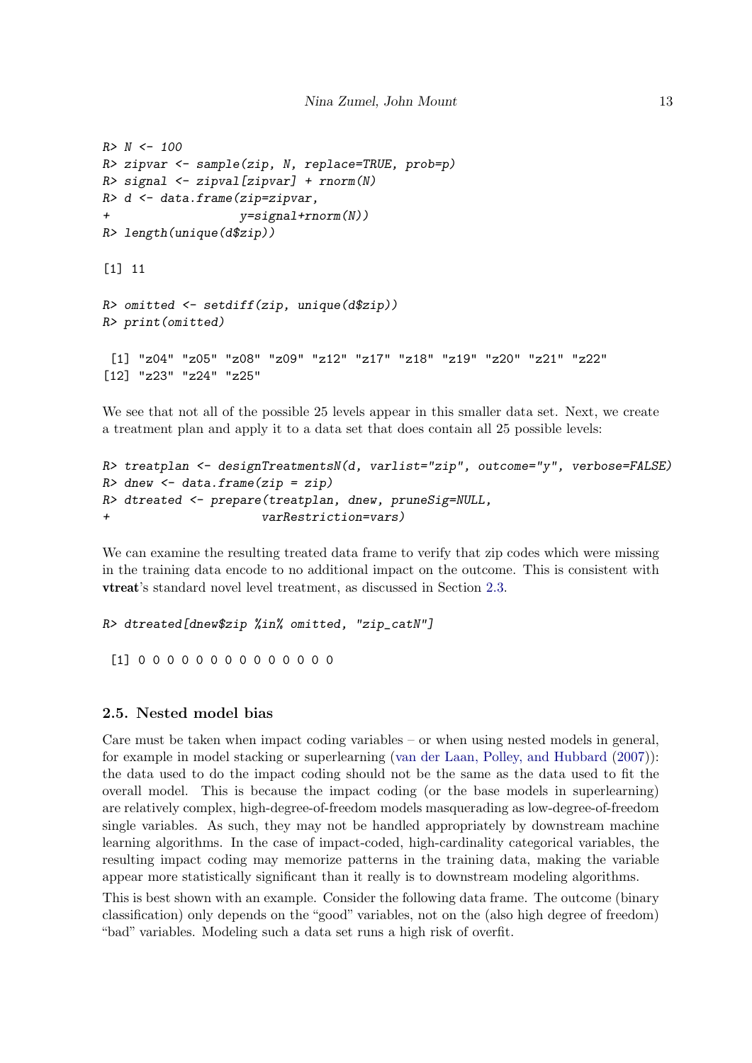```
R> N <- 100
R> zipvar <- sample(zip, N, replace=TRUE, prob=p)
R> signal <- zipval[zipvar] + rnorm(N)
R> d <- data.frame(zip=zipvar,
+                  y=signal+rnorm(N))
R> length(unique(d$zip))

[1] 11

R> omitted <- setdiff(zip, unique(d$zip))
R> print(omitted)

 [1] "z04" "z05" "z08" "z09" "z12" "z17" "z18" "z19" "z20" "z21" "z22"
[12] "z23" "z24" "z25"
```

We see that not all of the possible 25 levels appear in this smaller data set. Next, we create a treatment plan and apply it to a data set that does contain all 25 possible levels:

```
R> treatplan <- designTreatmentsN(d, varlist="zip", outcome="y", verbose=FALSE)
R> dnew <- data.frame(zip = zip)
R> dtreated <- prepare(treatplan, dnew, pruneSig=NULL,
+                      varRestriction=vars)
```

We can examine the resulting treated data frame to verify that zip codes which were missing in the training data encode to no additional impact on the outcome. This is consistent with **vtreat**'s standard novel level treatment, as discussed in Section 2.3.

```
R> dtreated[dnew$zip %in% omitted, "zip_catN"]

 [1] 0 0 0 0 0 0 0 0 0 0 0 0 0 0
```

### 2.5. Nested model bias

Care must be taken when impact coding variables – or when using nested models in general, for example in model stacking or superlearning (van der Laan, Polley, and Hubbard (2007)): the data used to do the impact coding should not be the same as the data used to fit the overall model. This is because the impact coding (or the base models in superlearning) are relatively complex, high-degree-of-freedom models masquerading as low-degree-of-freedom single variables. As such, they may not be handled appropriately by downstream machine learning algorithms. In the case of impact-coded, high-cardinality categorical variables, the resulting impact coding may memorize patterns in the training data, making the variable appear more statistically significant than it really is to downstream modeling algorithms.

This is best shown with an example. Consider the following data frame. The outcome (binary classification) only depends on the "good" variables, not on the (also high degree of freedom) "bad" variables. Modeling such a data set runs a high risk of overfit.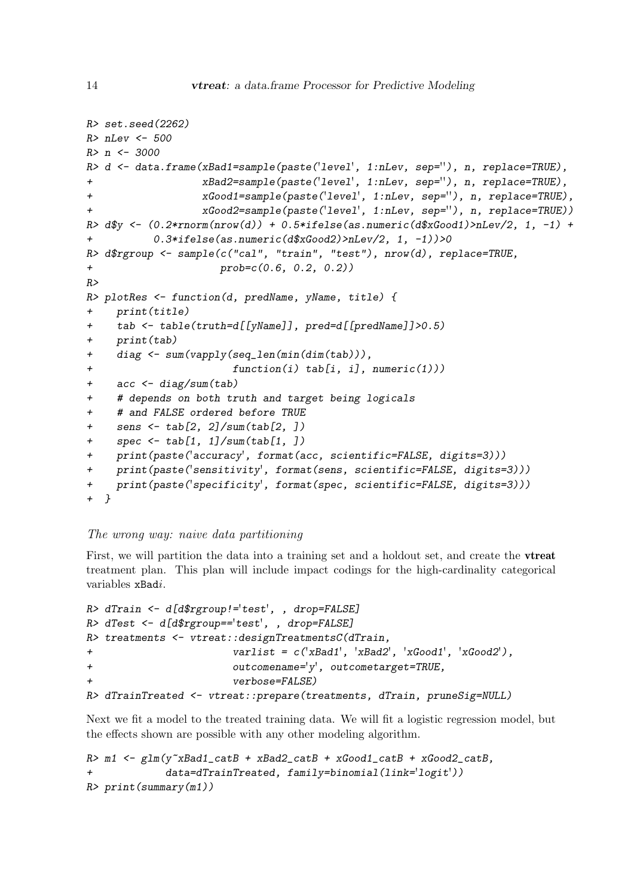```
R> set.seed(2262)
R> nLev <- 500
R> n <- 3000
R> d <- data.frame(xBad1=sample(paste('level', 1:nLev, sep=''), n, replace=TRUE),
+                  xBad2=sample(paste('level', 1:nLev, sep=''), n, replace=TRUE),
+                  xGood1=sample(paste('level', 1:nLev, sep=''), n, replace=TRUE),
+                  xGood2=sample(paste('level', 1:nLev, sep=''), n, replace=TRUE))
R> d$y <- (0.2*rnorm(nrow(d)) + 0.5*ifelse(as.numeric(d$xGood1)>nLev/2, 1, -1) +
+          0.3*ifelse(as.numeric(d$xGood2)>nLev/2, 1, -1))>0
R> d$rgroup <- sample(c("cal", "train", "test"), nrow(d), replace=TRUE,
+                     prob=c(0.6, 0.2, 0.2))
R>
R> plotRes <- function(d, predName, yName, title) {
+    print(title)
+    tab <- table(truth=d[[yName]], pred=d[[predName]]>0.5)
+    print(tab)
+    diag <- sum(vapply(seq_len(min(dim(tab))),
+                       function(i) tab[i, i], numeric(1)))
+    acc <- diag/sum(tab)
+    # depends on both truth and target being logicals
+    # and FALSE ordered before TRUE
+    sens <- tab[2, 2]/sum(tab[2, ])
+    spec <- tab[1, 1]/sum(tab[1, ])
+    print(paste('accuracy', format(acc, scientific=FALSE, digits=3)))
+    print(paste('sensitivity', format(sens, scientific=FALSE, digits=3)))
+    print(paste('specificity', format(spec, scientific=FALSE, digits=3)))
+ }
```

*The wrong way: naive data partitioning*

First, we will partition the data into a training set and a holdout set, and create the **vtreat** treatment plan. This plan will include impact codings for the high-cardinality categorical variables xBad*i*.

```
R> dTrain <- d[d$rgroup!='test', , drop=FALSE]
R> dTest <- d[d$rgroup=='test', , drop=FALSE]
R> treatments <- vtreat::designTreatmentsC(dTrain,
+                       varlist = c('xBad1', 'xBad2', 'xGood1', 'xGood2'),
+                       outcomename='y', outcometarget=TRUE,
+                       verbose=FALSE)
R> dTrainTreated <- vtreat::prepare(treatments, dTrain, pruneSig=NULL)
```

Next we fit a model to the treated training data. We will fit a logistic regression model, but the effects shown are possible with any other modeling algorithm.

```
R> m1 <- glm(y~xBad1_catB + xBad2_catB + xGood1_catB + xGood2_catB,
+            data=dTrainTreated, family=binomial(link='logit'))
R> print(summary(m1))
```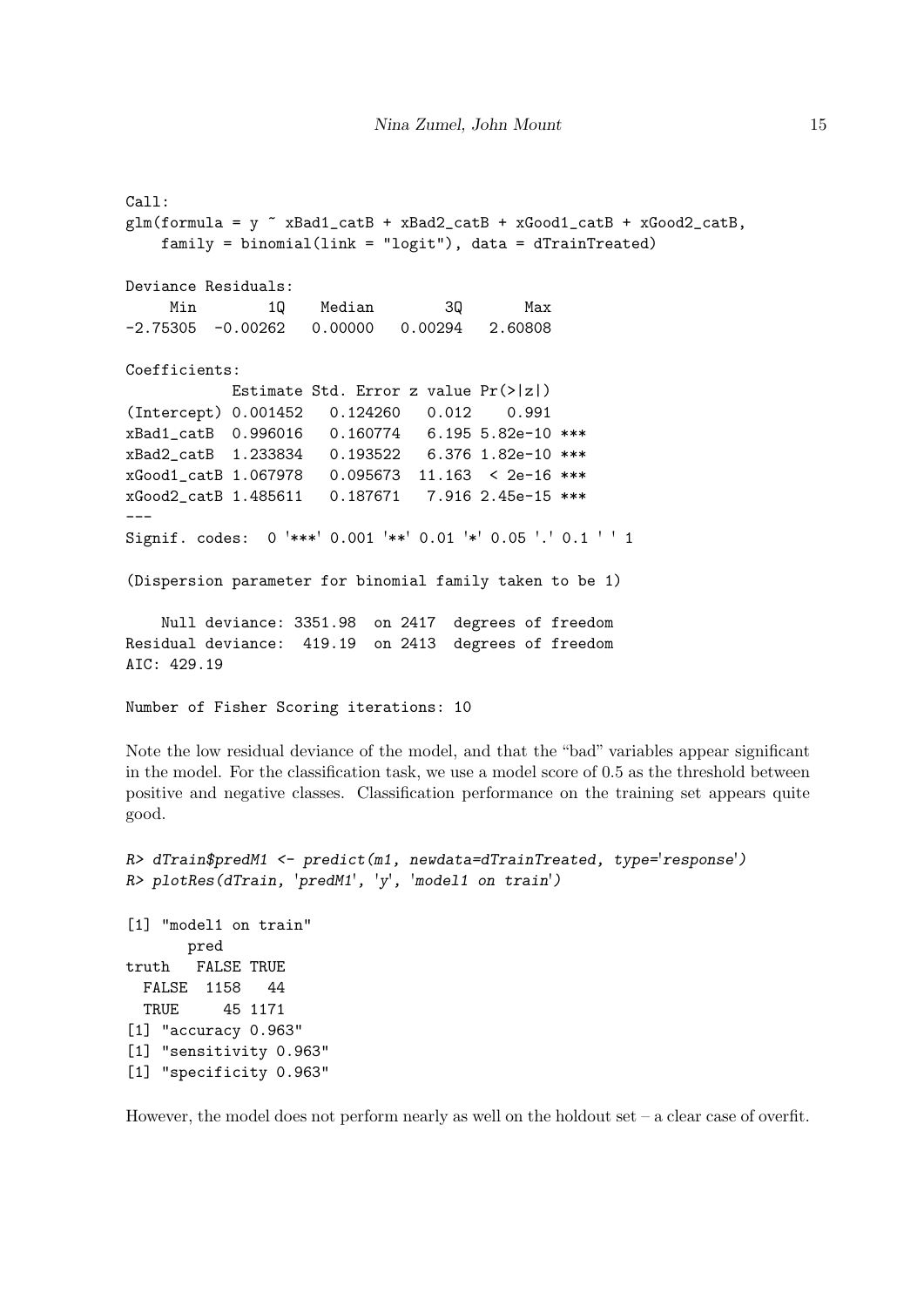```
Call:
glm(formula = y ~ xBad1_catB + xBad2_catB + xGood1_catB + xGood2_catB,
    family = binomial(link = "logit"), data = dTrainTreated)

Deviance Residuals:
     Min        1Q    Median        3Q       Max
-2.75305  -0.00262   0.00000   0.00294   2.60808

Coefficients:
            Estimate Std. Error z value Pr(>|z|)
(Intercept) 0.001452   0.124260   0.012    0.991
xBad1_catB  0.996016   0.160774   6.195 5.82e-10 ***
xBad2_catB  1.233834   0.193522   6.376 1.82e-10 ***
xGood1_catB 1.067978   0.095673  11.163  < 2e-16 ***
xGood2_catB 1.485611   0.187671   7.916 2.45e-15 ***
---
Signif. codes:  0 '***' 0.001 '**' 0.01 '*' 0.05 '.' 0.1 ' ' 1

(Dispersion parameter for binomial family taken to be 1)

    Null deviance: 3351.98  on 2417  degrees of freedom
Residual deviance:  419.19  on 2413  degrees of freedom
AIC: 429.19

Number of Fisher Scoring iterations: 10
```

Note the low residual deviance of the model, and that the "bad" variables appear significant in the model. For the classification task, we use a model score of 0.5 as the threshold between positive and negative classes. Classification performance on the training set appears quite good.

```
R> dTrain$predM1 <- predict(m1, newdata=dTrainTreated, type='response')
R> plotRes(dTrain, 'predM1', 'y', 'model1 on train')

[1] "model1 on train"
       pred
truth   FALSE TRUE
  FALSE  1158   44
  TRUE     45 1171
[1] "accuracy 0.963"
[1] "sensitivity 0.963"
[1] "specificity 0.963"
```

However, the model does not perform nearly as well on the holdout set – a clear case of overfit.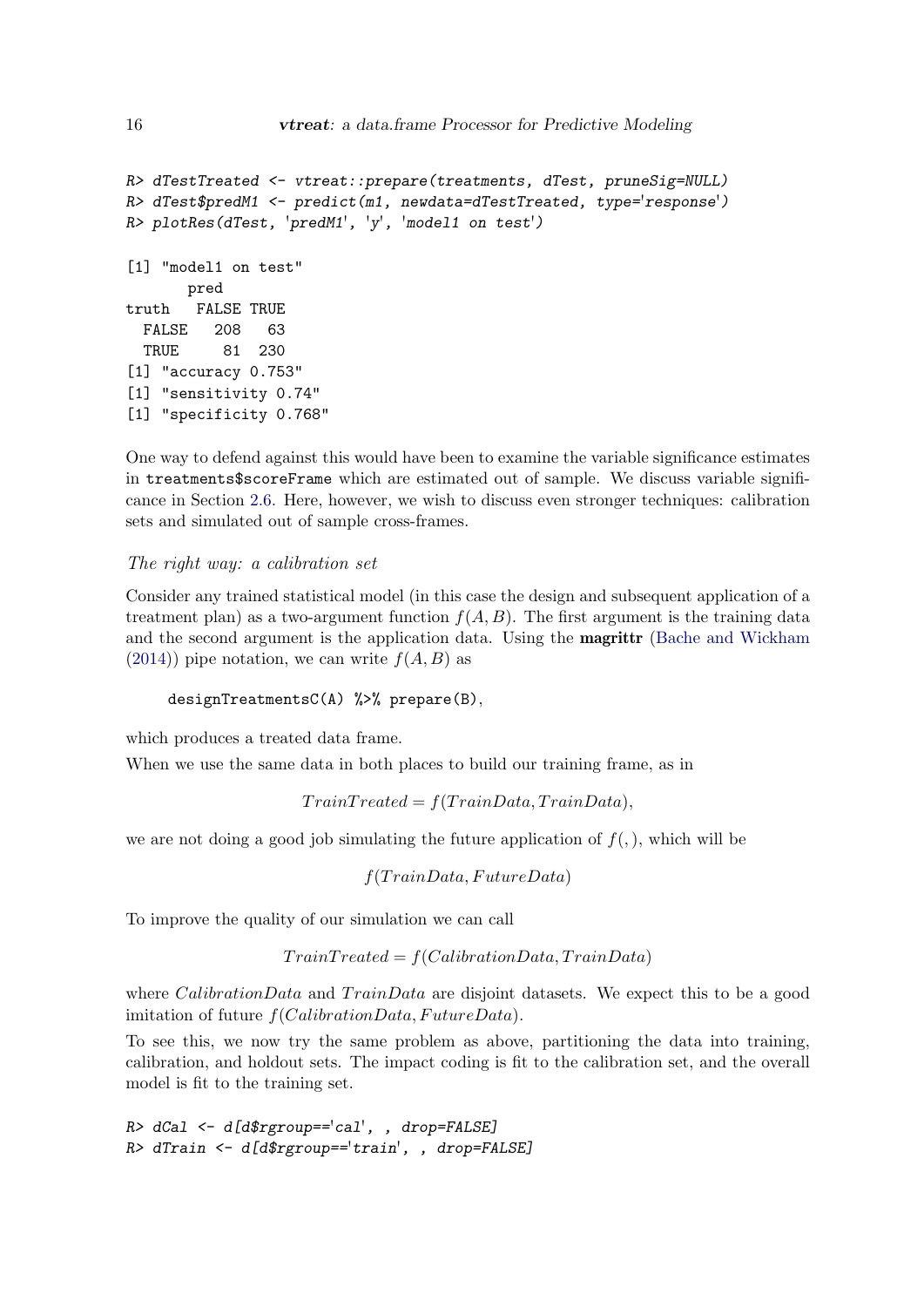```
R> dTestTreated <- vtreat::prepare(treatments, dTest, pruneSig=NULL)
R> dTest$predM1 <- predict(m1, newdata=dTestTreated, type='response')
R> plotRes(dTest, 'predM1', 'y', 'model1 on test')

[1] "model1 on test"
       pred
truth   FALSE TRUE
  FALSE   208   63
  TRUE     81  230
[1] "accuracy 0.753"
[1] "sensitivity 0.74"
[1] "specificity 0.768"
```

One way to defend against this would have been to examine the variable significance estimates in `treatments$scoreFrame` which are estimated out of sample. We discuss variable significance in Section 2.6. Here, however, we wish to discuss even stronger techniques: calibration sets and simulated out of sample cross-frames.

*The right way: a calibration set*

Consider any trained statistical model (in this case the design and subsequent application of a treatment plan) as a two-argument function $f(A, B)$. The first argument is the training data and the second argument is the application data. Using the **magrittr** (Bache and Wickham (2014)) pipe notation, we can write $f(A, B)$ as

```
designTreatmentsC(A) %>% prepare(B),
```

which produces a treated data frame.

When we use the same data in both places to build our training frame, as in

$$TrainTreated = f(TrainData, TrainData),$$

we are not doing a good job simulating the future application of $f(,)$, which will be

$$f(TrainData, FutureData)$$

To improve the quality of our simulation we can call

$$TrainTreated = f(CalibrationData, TrainData)$$

where $CalibrationData$ and $TrainData$ are disjoint datasets. We expect this to be a good imitation of future $f(CalibrationData, FutureData)$.

To see this, we now try the same problem as above, partitioning the data into training, calibration, and holdout sets. The impact coding is fit to the calibration set, and the overall model is fit to the training set.

```
R> dCal <- d[d$rgroup=='cal', , drop=FALSE]
R> dTrain <- d[d$rgroup=='train', , drop=FALSE]
```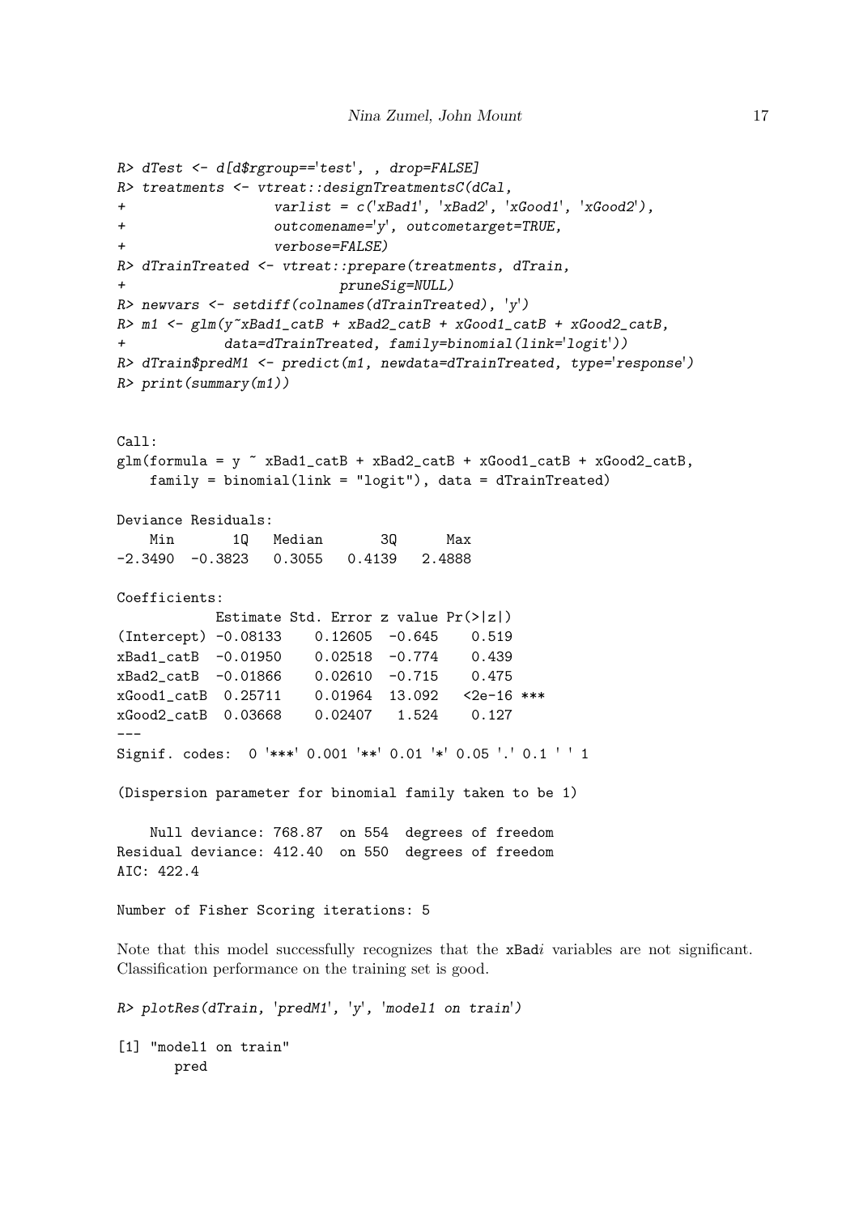```
R> dTest <- d[d$rgroup=='test', , drop=FALSE]
R> treatments <- vtreat::designTreatmentsC(dCal,
+                   varlist = c('xBad1', 'xBad2', 'xGood1', 'xGood2'),
+                   outcomename='y', outcometarget=TRUE,
+                   verbose=FALSE)
R> dTrainTreated <- vtreat::prepare(treatments, dTrain,
+                              pruneSig=NULL)
R> newvars <- setdiff(colnames(dTrainTreated), 'y')
R> m1 <- glm(y~xBad1_catB + xBad2_catB + xGood1_catB + xGood2_catB,
+            data=dTrainTreated, family=binomial(link='logit'))
R> dTrain$predM1 <- predict(m1, newdata=dTrainTreated, type='response')
R> print(summary(m1))


Call:
glm(formula = y ~ xBad1_catB + xBad2_catB + xGood1_catB + xGood2_catB,
    family = binomial(link = "logit"), data = dTrainTreated)

Deviance Residuals:
    Min       1Q   Median       3Q      Max
-2.3490  -0.3823   0.3055   0.4139   2.4888

Coefficients:
            Estimate Std. Error z value Pr(>|z|)
(Intercept) -0.08133    0.12605  -0.645    0.519
xBad1_catB  -0.01950    0.02518  -0.774    0.439
xBad2_catB  -0.01866    0.02610  -0.715    0.475
xGood1_catB  0.25711    0.01964  13.092   <2e-16 ***
xGood2_catB  0.03668    0.02407   1.524    0.127
---
Signif. codes:  0 '***' 0.001 '**' 0.01 '*' 0.05 '.' 0.1 ' ' 1

(Dispersion parameter for binomial family taken to be 1)

    Null deviance: 768.87  on 554  degrees of freedom
Residual deviance: 412.40  on 550  degrees of freedom
AIC: 422.4

Number of Fisher Scoring iterations: 5
```

Note that this model successfully recognizes that the `xBad`*i* variables are not significant. Classification performance on the training set is good.

```
R> plotRes(dTrain, 'predM1', 'y', 'model1 on train')

[1] "model1 on train"
       pred
```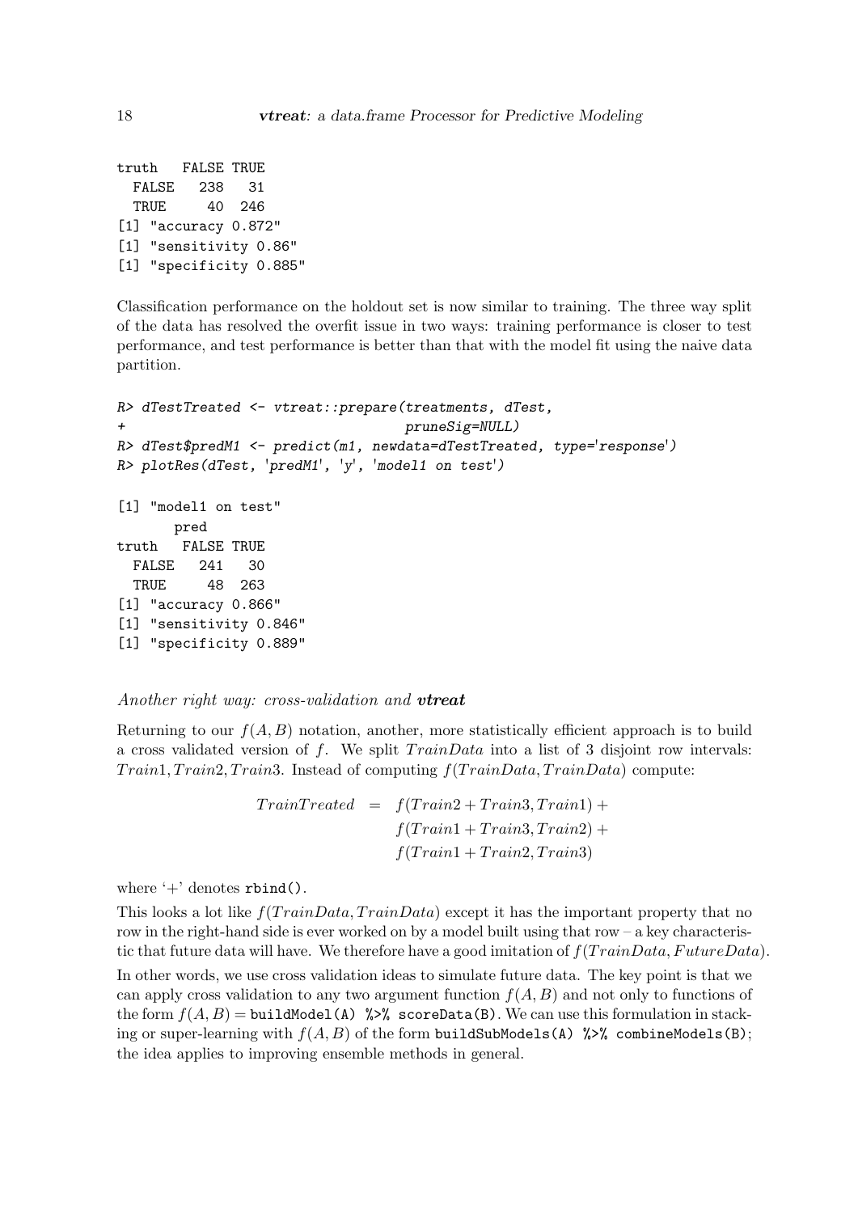```
truth   FALSE TRUE
  FALSE   238   31
  TRUE     40  246
[1] "accuracy 0.872"
[1] "sensitivity 0.86"
[1] "specificity 0.885"
```

Classification performance on the holdout set is now similar to training. The three way split of the data has resolved the overfit issue in two ways: training performance is closer to test performance, and test performance is better than that with the model fit using the naive data partition.

```
R> dTestTreated <- vtreat::prepare(treatments, dTest,
+                                  pruneSig=NULL)
R> dTest$predM1 <- predict(m1, newdata=dTestTreated, type='response')
R> plotRes(dTest, 'predM1', 'y', 'model1 on test')

[1] "model1 on test"
       pred
truth   FALSE TRUE
  FALSE   241   30
  TRUE     48  263
[1] "accuracy 0.866"
[1] "sensitivity 0.846"
[1] "specificity 0.889"
```

*Another right way: cross-validation and **vtreat***

Returning to our $f(A, B)$ notation, another, more statistically efficient approach is to build a cross validated version of $f$. We split $TrainData$ into a list of 3 disjoint row intervals: $Train1, Train2, Train3$. Instead of computing $f(TrainData, TrainData)$ compute:

$$\begin{aligned} TrainTreated &= f(Train2 + Train3, Train1) + \\ & \quad f(Train1 + Train3, Train2) + \\ & \quad f(Train1 + Train2, Train3) \end{aligned}$$

where '+' denotes `rbind()`.

This looks a lot like $f(TrainData, TrainData)$ except it has the important property that no row in the right-hand side is ever worked on by a model built using that row – a key characteristic that future data will have. We therefore have a good imitation of $f(TrainData, FutureData)$.

In other words, we use cross validation ideas to simulate future data. The key point is that we can apply cross validation to any two argument function $f(A, B)$ and not only to functions of the form $f(A, B) =$ `buildModel(A) %>% scoreData(B)`. We can use this formulation in stacking or super-learning with $f(A, B)$ of the form `buildSubModels(A) %>% combineModels(B)`; the idea applies to improving ensemble methods in general.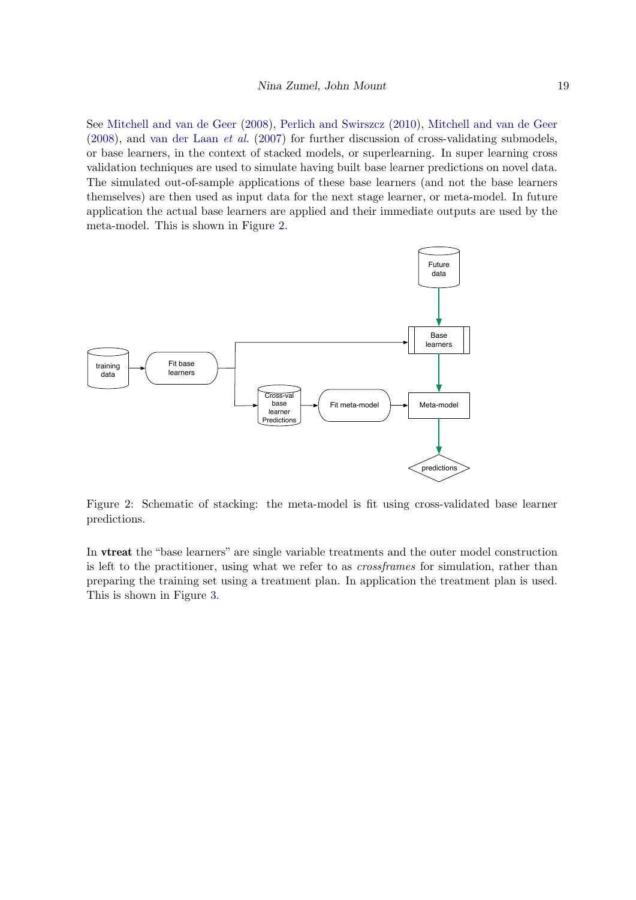See Mitchell and van de Geer (2008), Perlich and Swirszcz (2010), Mitchell and van de Geer (2008), and van der Laan *et al.* (2007) for further discussion of cross-validating submodels, or base learners, in the context of stacked models, or superlearning. In super learning cross validation techniques are used to simulate having built base learner predictions on novel data. The simulated out-of-sample applications of these base learners (and not the base learners themselves) are then used as input data for the next stage learner, or meta-model. In future application the actual base learners are applied and their immediate outputs are used by the meta-model. This is shown in Figure 2.

Figure 2: Schematic of stacking: the meta-model is fit using cross-validated base learner predictions.

In **vtreat** the "base learners" are single variable treatments and the outer model construction is left to the practitioner, using what we refer to as *crossframes* for simulation, rather than preparing the training set using a treatment plan. In application the treatment plan is used. This is shown in Figure 3.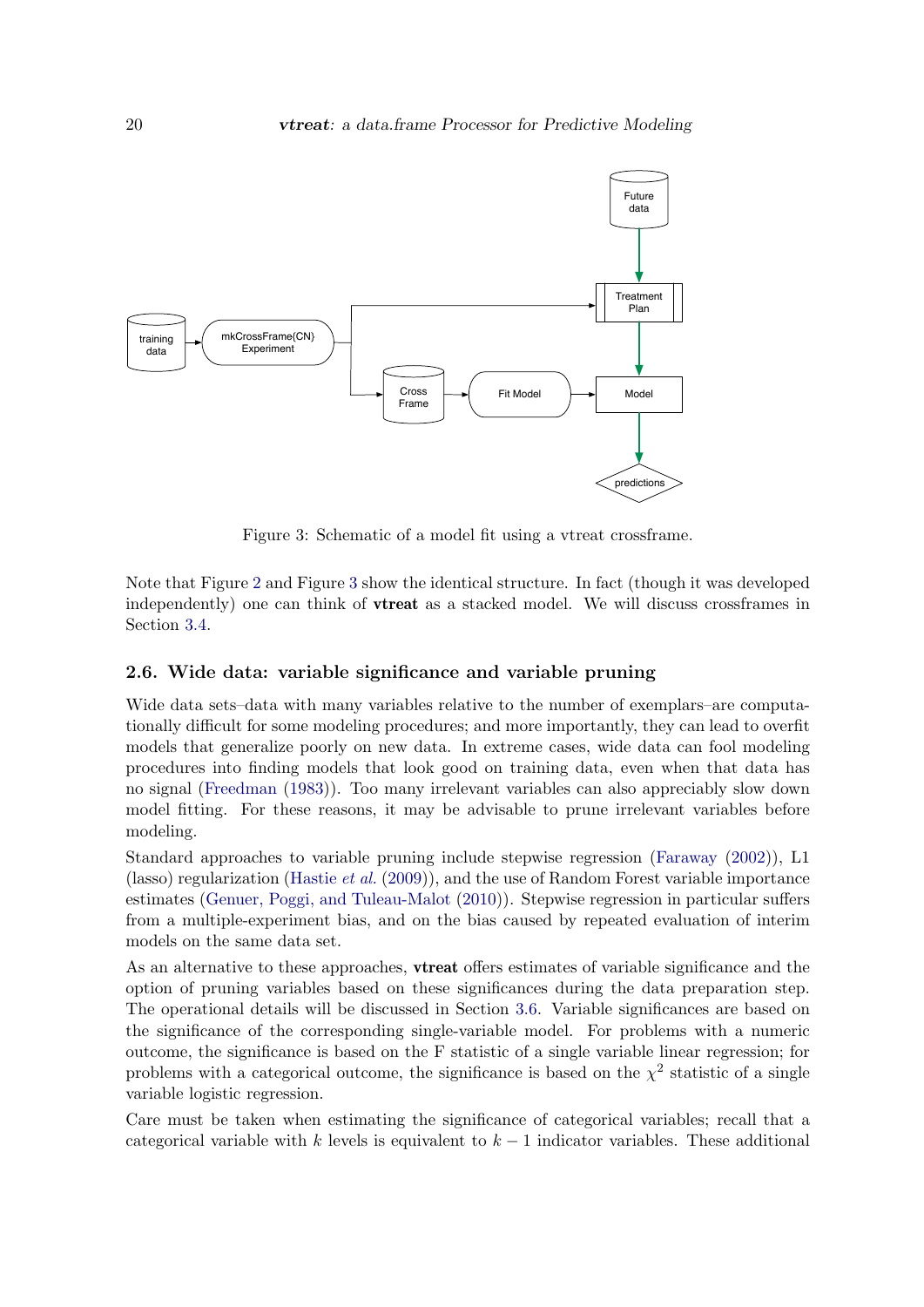Figure 3: Schematic of a model fit using a vtreat crossframe.

Note that Figure 2 and Figure 3 show the identical structure. In fact (though it was developed independently) one can think of **vtreat** as a stacked model. We will discuss crossframes in Section 3.4.

### 2.6. Wide data: variable significance and variable pruning

Wide data sets–data with many variables relative to the number of exemplars–are computationally difficult for some modeling procedures; and more importantly, they can lead to overfit models that generalize poorly on new data. In extreme cases, wide data can fool modeling procedures into finding models that look good on training data, even when that data has no signal (Freedman (1983)). Too many irrelevant variables can also appreciably slow down model fitting. For these reasons, it may be advisable to prune irrelevant variables before modeling.

Standard approaches to variable pruning include stepwise regression (Faraway (2002)), L1 (lasso) regularization (Hastie *et al.* (2009)), and the use of Random Forest variable importance estimates (Genuer, Poggi, and Tuleau-Malot (2010)). Stepwise regression in particular suffers from a multiple-experiment bias, and on the bias caused by repeated evaluation of interim models on the same data set.

As an alternative to these approaches, **vtreat** offers estimates of variable significance and the option of pruning variables based on these significances during the data preparation step. The operational details will be discussed in Section 3.6. Variable significances are based on the significance of the corresponding single-variable model. For problems with a numeric outcome, the significance is based on the F statistic of a single variable linear regression; for problems with a categorical outcome, the significance is based on the $\chi^2$ statistic of a single variable logistic regression.

Care must be taken when estimating the significance of categorical variables; recall that a categorical variable with $k$ levels is equivalent to $k-1$ indicator variables. These additional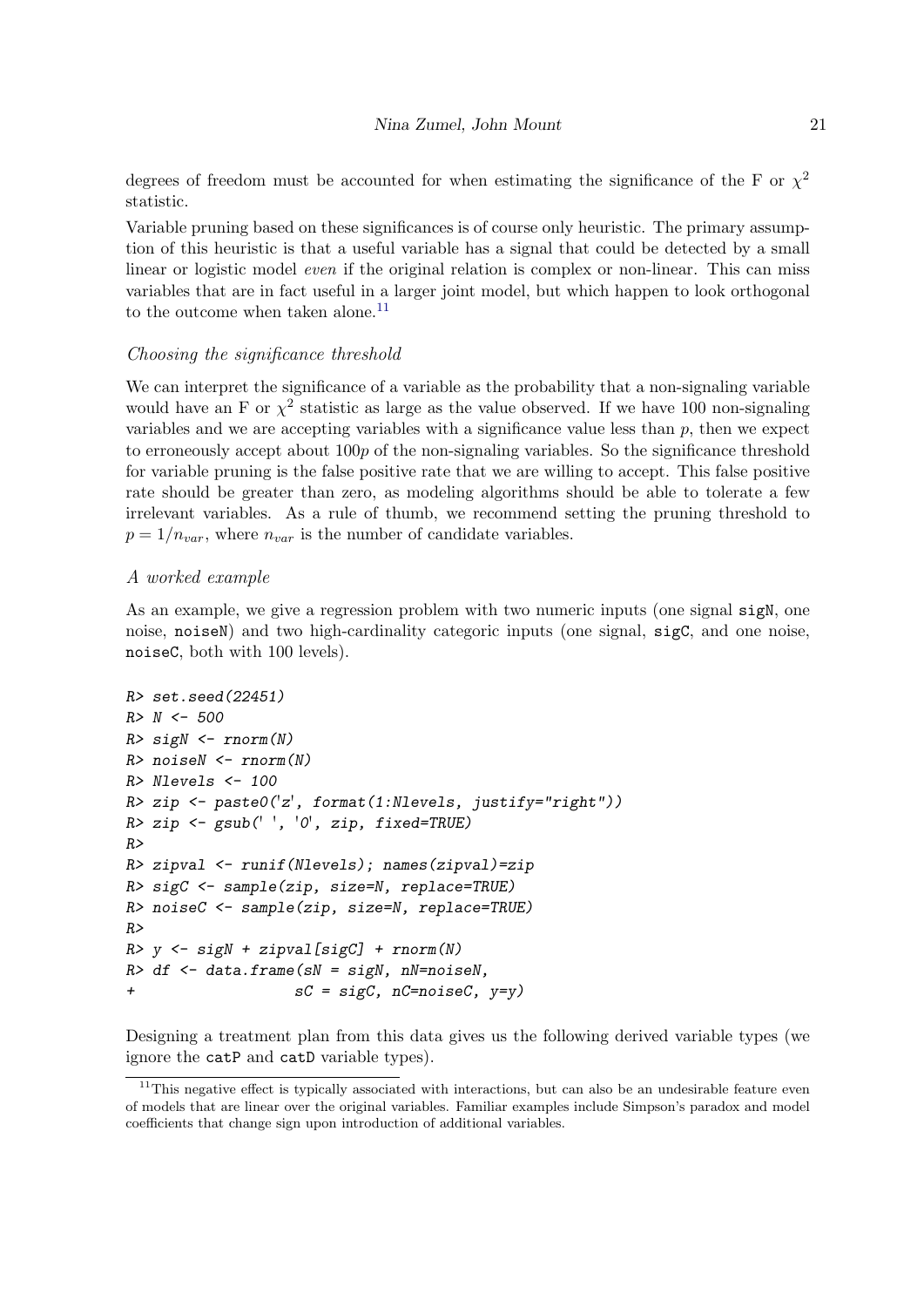degrees of freedom must be accounted for when estimating the significance of the F or $\chi^2$ statistic.

Variable pruning based on these significances is of course only heuristic. The primary assumption of this heuristic is that a useful variable has a signal that could be detected by a small linear or logistic model *even* if the original relation is complex or non-linear. This can miss variables that are in fact useful in a larger joint model, but which happen to look orthogonal to the outcome when taken alone.[11]

### *Choosing the significance threshold*

We can interpret the significance of a variable as the probability that a non-signaling variable would have an F or $\chi^2$ statistic as large as the value observed. If we have 100 non-signaling variables and we are accepting variables with a significance value less than $p$, then we expect to erroneously accept about $100p$ of the non-signaling variables. So the significance threshold for variable pruning is the false positive rate that we are willing to accept. This false positive rate should be greater than zero, as modeling algorithms should be able to tolerate a few irrelevant variables. As a rule of thumb, we recommend setting the pruning threshold to $p = 1/n_{var}$, where $n_{var}$ is the number of candidate variables.

### *A worked example*

As an example, we give a regression problem with two numeric inputs (one signal `sigN`, one noise, `noiseN`) and two high-cardinality categoric inputs (one signal, `sigC`, and one noise, `noiseC`, both with 100 levels).

```
R> set.seed(22451)
R> N <- 500
R> sigN <- rnorm(N)
R> noiseN <- rnorm(N)
R> Nlevels <- 100
R> zip <- paste0('z', format(1:Nlevels, justify="right"))
R> zip <- gsub(' ', '0', zip, fixed=TRUE)
R>
R> zipval <- runif(Nlevels); names(zipval)=zip
R> sigC <- sample(zip, size=N, replace=TRUE)
R> noiseC <- sample(zip, size=N, replace=TRUE)
R>
R> y <- sigN + zipval[sigC] + rnorm(N)
R> df <- data.frame(sN = sigN, nN=noiseN,
+                   sC = sigC, nC=noiseC, y=y)
```

Designing a treatment plan from this data gives us the following derived variable types (we ignore the `catP` and `catD` variable types).

[11] This negative effect is typically associated with interactions, but can also be an undesirable feature even of models that are linear over the original variables. Familiar examples include Simpson's paradox and model coefficients that change sign upon introduction of additional variables.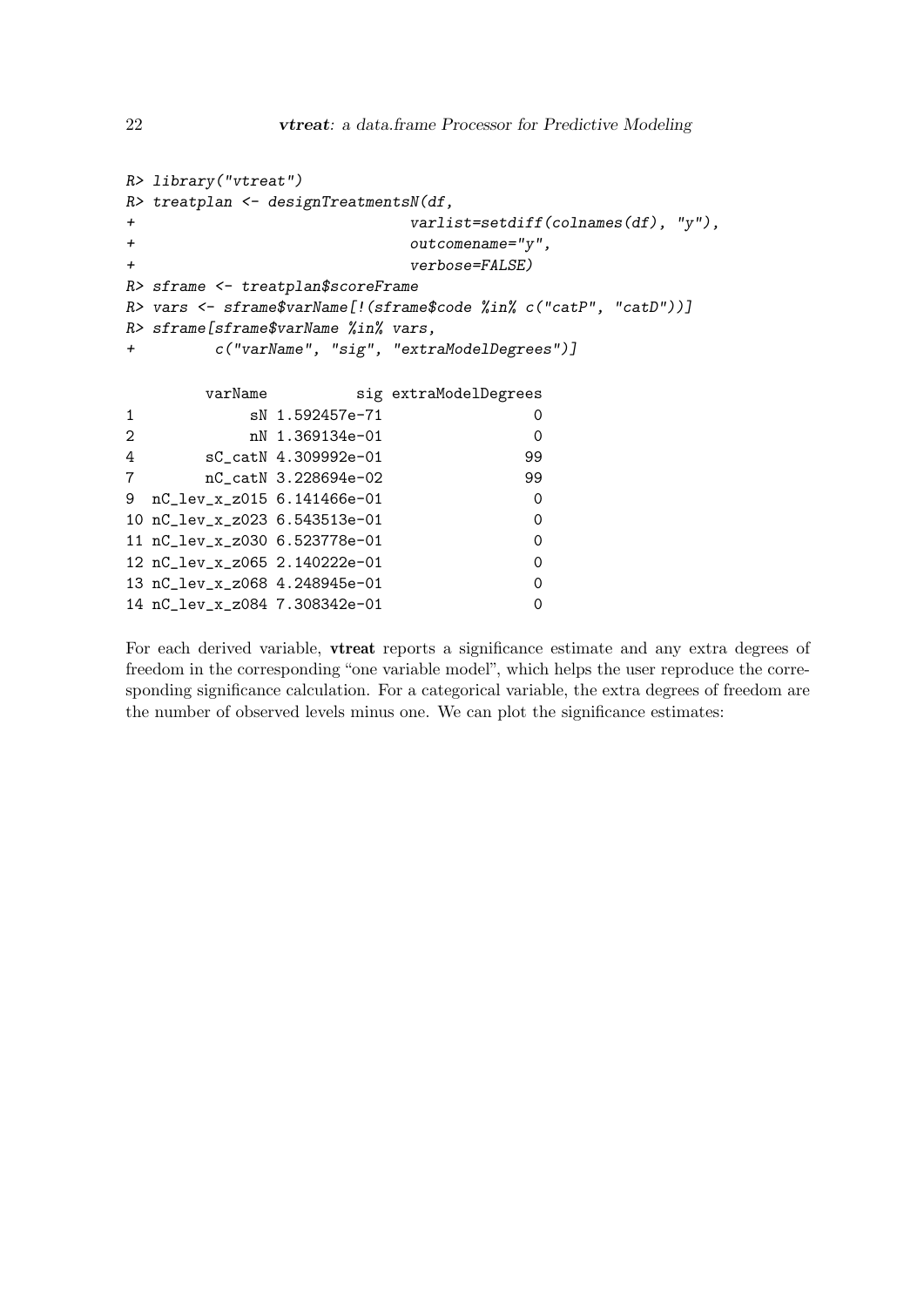```
R> library("vtreat")
R> treatplan <- designTreatmentsN(df,
+                              varlist=setdiff(colnames(df), "y"),
+                              outcomename="y",
+                              verbose=FALSE)
R> sframe <- treatplan$scoreFrame
R> vars <- sframe$varName[!(sframe$code %in% c("catP", "catD"))]
R> sframe[sframe$varName %in% vars,
+        c("varName", "sig", "extraModelDegrees")]

        varName          sig extraModelDegrees
1            sN 1.592457e-71                 0
2            nN 1.369134e-01                 0
4        sC_catN 4.309992e-01               99
7        nC_catN 3.228694e-02               99
9  nC_lev_x_z015 6.141466e-01                0
10 nC_lev_x_z023 6.543513e-01                0
11 nC_lev_x_z030 6.523778e-01                0
12 nC_lev_x_z065 2.140222e-01                0
13 nC_lev_x_z068 4.248945e-01                0
14 nC_lev_x_z084 7.308342e-01                0
```

For each derived variable, **vtreat** reports a significance estimate and any extra degrees of freedom in the corresponding "one variable model", which helps the user reproduce the corresponding significance calculation. For a categorical variable, the extra degrees of freedom are the number of observed levels minus one. We can plot the significance estimates: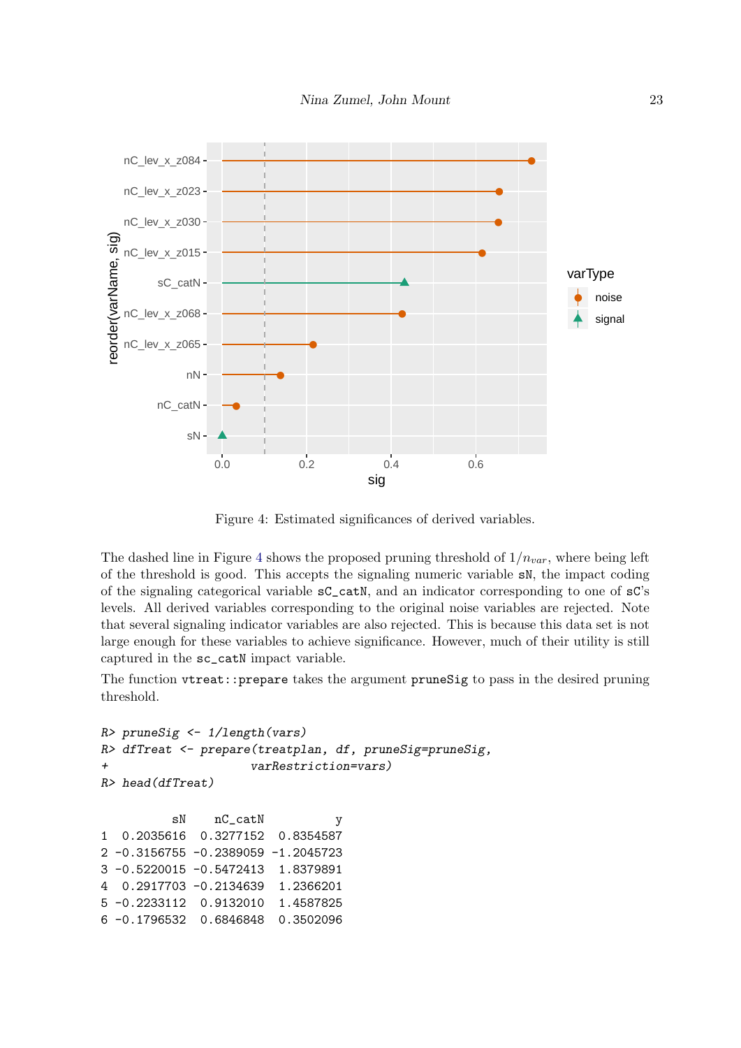Figure 4: Estimated significances of derived variables.

The dashed line in Figure 4 shows the proposed pruning threshold of $1/n_{var}$, where being left of the threshold is good. This accepts the signaling numeric variable `sN`, the impact coding of the signaling categorical variable `sC_catN`, and an indicator corresponding to one of `sC`'s levels. All derived variables corresponding to the original noise variables are rejected. Note that several signaling indicator variables are also rejected. This is because this data set is not large enough for these variables to achieve significance. However, much of their utility is still captured in the `sc_catN` impact variable.

The function `vtreat::prepare` takes the argument `pruneSig` to pass in the desired pruning threshold.

```
R> pruneSig <- 1/length(vars)
R> dfTreat <- prepare(treatplan, df, pruneSig=pruneSig,
+                     varRestriction=vars)
R> head(dfTreat)

          sN     nC_catN          y
1  0.2035616  0.3277152  0.8354587
2 -0.3156755 -0.2389059 -1.2045723
3 -0.5220015 -0.5472413  1.8379891
4  0.2917703 -0.2134639  1.2366201
5 -0.2233112  0.9132010  1.4587825
6 -0.1796532  0.6846848  0.3502096
```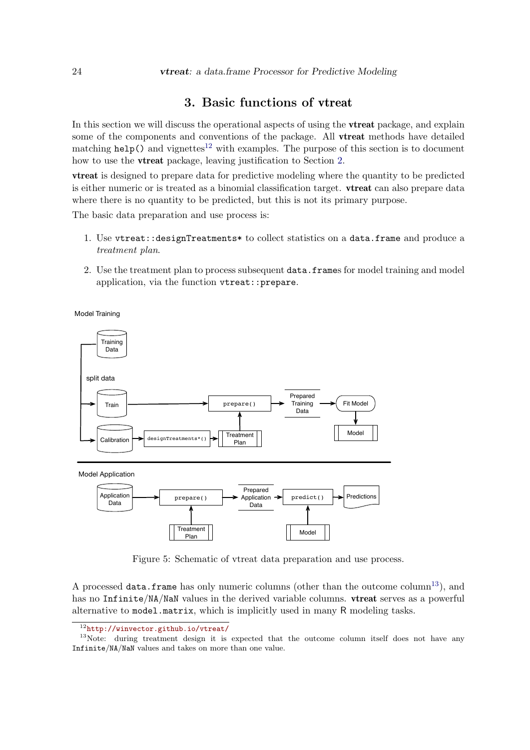# 3. Basic functions of vtreat

In this section we will discuss the operational aspects of using the **vtreat** package, and explain some of the components and conventions of the package. All **vtreat** methods have detailed matching `help()` and vignettes[12] with examples. The purpose of this section is to document how to use the **vtreat** package, leaving justification to Section 2.

**vtreat** is designed to prepare data for predictive modeling where the quantity to be predicted is either numeric or is treated as a binomial classification target. **vtreat** can also prepare data where there is no quantity to be predicted, but this is not its primary purpose.

The basic data preparation and use process is:

1. Use `vtreat::designTreatments*` to collect statistics on a `data.frame` and produce a *treatment plan*.
2. Use the treatment plan to process subsequent `data.frame`s for model training and model application, via the function `vtreat::prepare`.

Figure 5: Schematic of vtreat data preparation and use process.

A processed `data.frame` has only numeric columns (other than the outcome column[13]), and has no `Infinite`/`NA`/`NaN` values in the derived variable columns. **vtreat** serves as a powerful alternative to `model.matrix`, which is implicitly used in many R modeling tasks.

[12] http://winvector.github.io/vtreat/

[13] Note: during treatment design it is expected that the outcome column itself does not have any `Infinite`/`NA`/`NaN` values and takes on more than one value.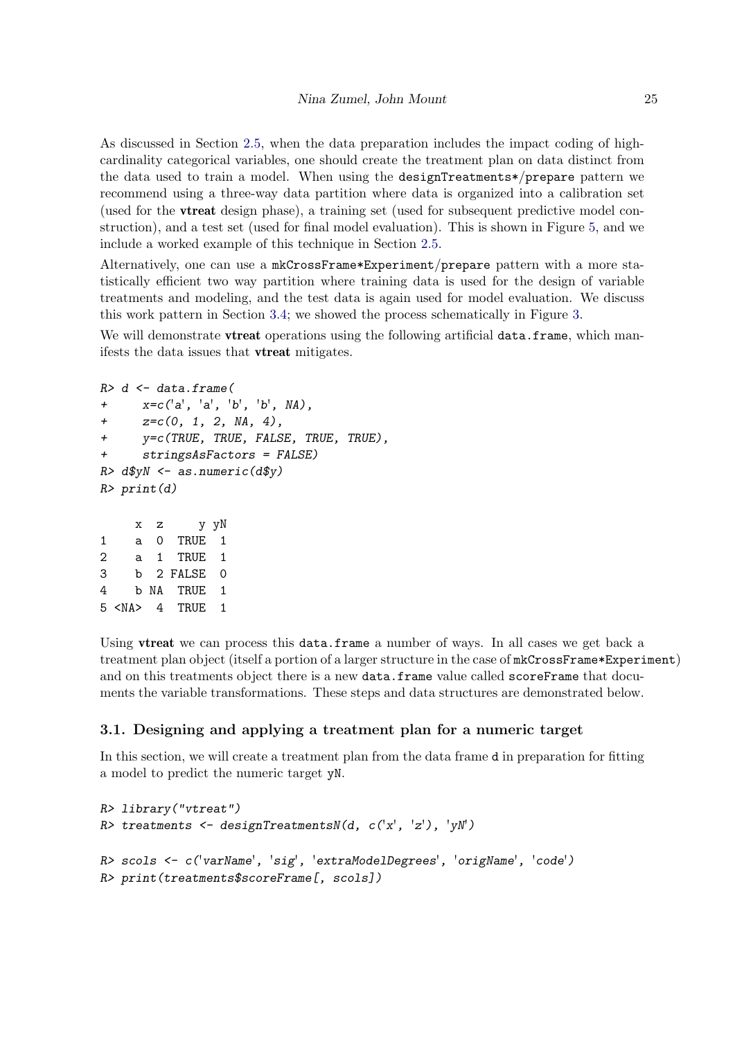As discussed in Section 2.5, when the data preparation includes the impact coding of high-cardinality categorical variables, one should create the treatment plan on data distinct from the data used to train a model. When using the designTreatments*/prepare pattern we recommend using a three-way data partition where data is organized into a calibration set (used for the **vtreat** design phase), a training set (used for subsequent predictive model construction), and a test set (used for final model evaluation). This is shown in Figure 5, and we include a worked example of this technique in Section 2.5.

Alternatively, one can use a mkCrossFrame*Experiment/prepare pattern with a more statistically efficient two way partition where training data is used for the design of variable treatments and modeling, and the test data is again used for model evaluation. We discuss this work pattern in Section 3.4; we showed the process schematically in Figure 3.

We will demonstrate **vtreat** operations using the following artificial data.frame, which manifests the data issues that **vtreat** mitigates.

```
R> d <- data.frame(
+     x=c('a', 'a', 'b', 'b', NA),
+     z=c(0, 1, 2, NA, 4),
+     y=c(TRUE, TRUE, FALSE, TRUE, TRUE),
+     stringsAsFactors = FALSE)
R> d$yN <- as.numeric(d$y)
R> print(d)

     x  z     y yN
1    a  0  TRUE  1
2    a  1  TRUE  1
3    b  2 FALSE  0
4    b NA  TRUE  1
5 <NA>  4  TRUE  1
```

Using **vtreat** we can process this data.frame a number of ways. In all cases we get back a treatment plan object (itself a portion of a larger structure in the case of mkCrossFrame*Experiment) and on this treatments object there is a new data.frame value called scoreFrame that documents the variable transformations. These steps and data structures are demonstrated below.

### 3.1. Designing and applying a treatment plan for a numeric target

In this section, we will create a treatment plan from the data frame d in preparation for fitting a model to predict the numeric target yN.

```
R> library("vtreat")
R> treatments <- designTreatmentsN(d, c('x', 'z'), 'yN')

R> scols <- c('varName', 'sig', 'extraModelDegrees', 'origName', 'code')
R> print(treatments$scoreFrame[, scols])
```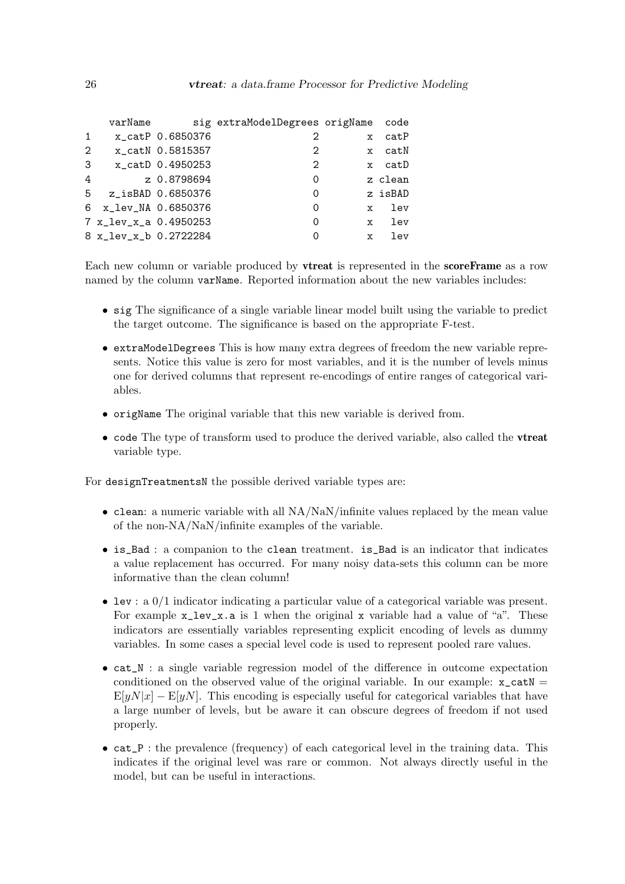```
    varName       sig extraModelDegrees origName   code
1    x_catP 0.6850376                 2        x   catP
2    x_catN 0.5815357                 2        x   catN
3    x_catD 0.4950253                 2        x   catD
4         z 0.8798694                 0        z  clean
5   z_isBAD 0.6850376                 0        z  isBAD
6  x_lev_NA 0.6850376                 0        x    lev
7 x_lev_x_a 0.4950253                 0        x    lev
8 x_lev_x_b 0.2722284                 0        x    lev
```

Each new column or variable produced by **vtreat** is represented in the **scoreFrame** as a row named by the column `varName`. Reported information about the new variables includes:

- `sig` The significance of a single variable linear model built using the variable to predict the target outcome. The significance is based on the appropriate F-test.
- `extraModelDegrees` This is how many extra degrees of freedom the new variable represents. Notice this value is zero for most variables, and it is the number of levels minus one for derived columns that represent re-encodings of entire ranges of categorical variables.
- `origName` The original variable that this new variable is derived from.
- `code` The type of transform used to produce the derived variable, also called the **vtreat** variable type.

For `designTreatmentsN` the possible derived variable types are:

- `clean`: a numeric variable with all NA/NaN/infinite values replaced by the mean value of the non-NA/NaN/infinite examples of the variable.
- `is_Bad` : a companion to the `clean` treatment. `is_Bad` is an indicator that indicates a value replacement has occurred. For many noisy data-sets this column can be more informative than the clean column!
- `lev` : a 0/1 indicator indicating a particular value of a categorical variable was present. For example `x_lev_x.a` is 1 when the original `x` variable had a value of "a". These indicators are essentially variables representing explicit encoding of levels as dummy variables. In some cases a special level code is used to represent pooled rare values.
- `cat_N` : a single variable regression model of the difference in outcome expectation conditioned on the observed value of the original variable. In our example: `x_catN` = $\mathrm{E}[yN|x] - \mathrm{E}[yN]$. This encoding is especially useful for categorical variables that have a large number of levels, but be aware it can obscure degrees of freedom if not used properly.
- `cat_P` : the prevalence (frequency) of each categorical level in the training data. This indicates if the original level was rare or common. Not always directly useful in the model, but can be useful in interactions.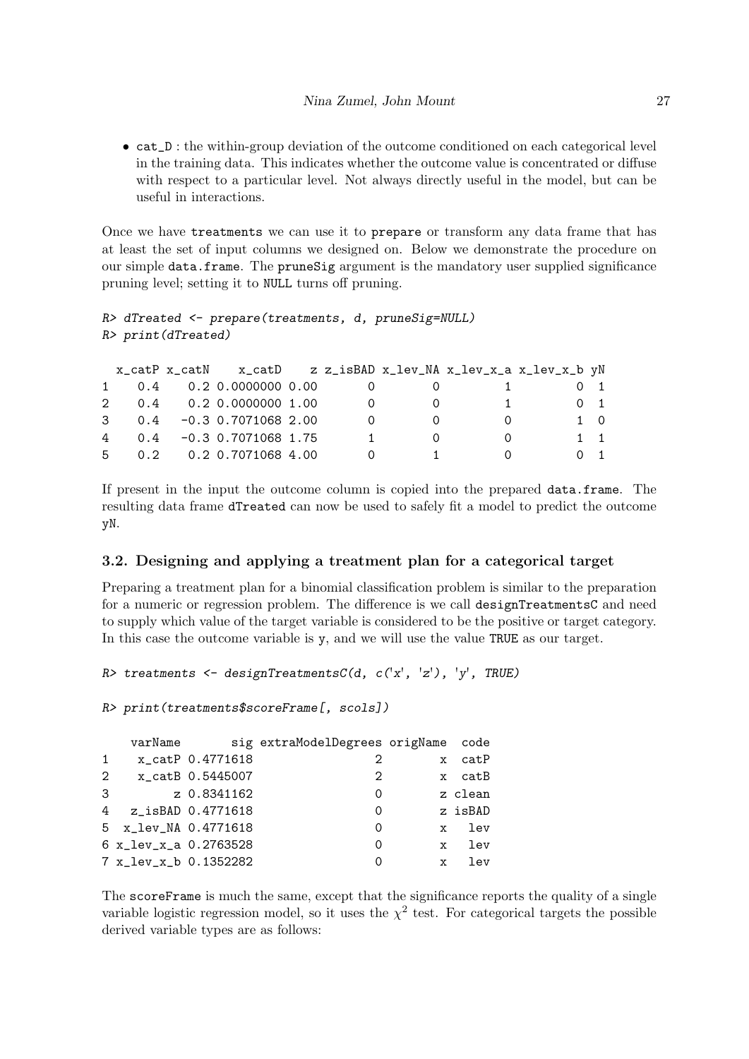- cat_D : the within-group deviation of the outcome conditioned on each categorical level in the training data. This indicates whether the outcome value is concentrated or diffuse with respect to a particular level. Not always directly useful in the model, but can be useful in interactions.

Once we have treatments we can use it to prepare or transform any data frame that has at least the set of input columns we designed on. Below we demonstrate the procedure on our simple data.frame. The pruneSig argument is the mandatory user supplied significance pruning level; setting it to NULL turns off pruning.

```
R> dTreated <- prepare(treatments, d, pruneSig=NULL)
R> print(dTreated)

  x_catP x_catN    x_catD    z z_isBAD x_lev_NA x_lev_x_a x_lev_x_b yN
1    0.4    0.2 0.0000000 0.00       0        0         1         0  1
2    0.4    0.2 0.0000000 1.00       0        0         1         0  1
3    0.4   -0.3 0.7071068 2.00       0        0         0         1  0
4    0.4   -0.3 0.7071068 1.75       1        0         0         1  1
5    0.2    0.2 0.7071068 4.00       0        1         0         0  1
```

If present in the input the outcome column is copied into the prepared data.frame. The resulting data frame dTreated can now be used to safely fit a model to predict the outcome yN.

### 3.2. Designing and applying a treatment plan for a categorical target

Preparing a treatment plan for a binomial classification problem is similar to the preparation for a numeric or regression problem. The difference is we call designTreatmentsC and need to supply which value of the target variable is considered to be the positive or target category. In this case the outcome variable is y, and we will use the value TRUE as our target.

```
R> treatments <- designTreatmentsC(d, c('x', 'z'), 'y', TRUE)

R> print(treatments$scoreFrame[, scols])

    varName       sig extraModelDegrees origName  code
1    x_catP 0.4771618                 2        x  catP
2    x_catB 0.5445007                 2        x  catB
3         z 0.8341162                 0        z clean
4   z_isBAD 0.4771618                 0        z isBAD
5  x_lev_NA 0.4771618                 0        x   lev
6 x_lev_x_a 0.2763528                 0        x   lev
7 x_lev_x_b 0.1352282                 0        x   lev
```

The scoreFrame is much the same, except that the significance reports the quality of a single variable logistic regression model, so it uses the $\chi^2$ test. For categorical targets the possible derived variable types are as follows: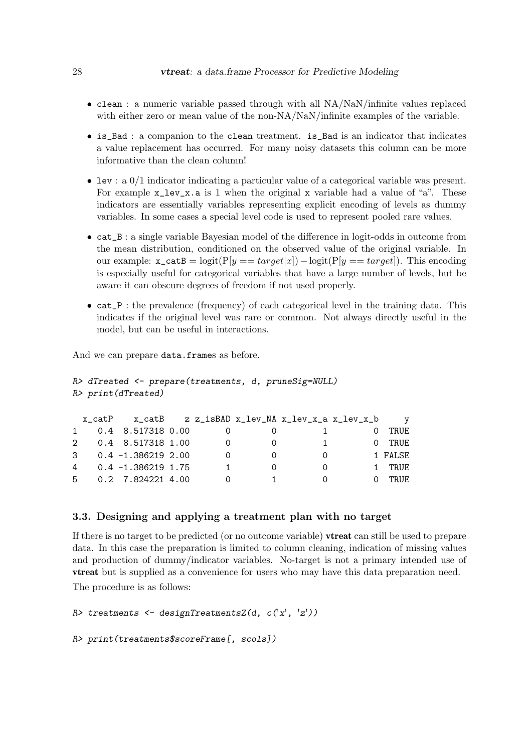- `clean` : a numeric variable passed through with all NA/NaN/infinite values replaced with either zero or mean value of the non-NA/NaN/infinite examples of the variable.
- `is_Bad` : a companion to the `clean` treatment. `is_Bad` is an indicator that indicates a value replacement has occurred. For many noisy datasets this column can be more informative than the clean column!
- `lev` : a 0/1 indicator indicating a particular value of a categorical variable was present. For example `x_lev_x.a` is 1 when the original `x` variable had a value of "a". These indicators are essentially variables representing explicit encoding of levels as dummy variables. In some cases a special level code is used to represent pooled rare values.
- `cat_B` : a single variable Bayesian model of the difference in logit-odds in outcome from the mean distribution, conditioned on the observed value of the original variable. In our example: `x_catB` $= \text{logit}(\text{P}[y == target|x]) - \text{logit}(\text{P}[y == target])$. This encoding is especially useful for categorical variables that have a large number of levels, but be aware it can obscure degrees of freedom if not used properly.
- `cat_P` : the prevalence (frequency) of each categorical level in the training data. This indicates if the original level was rare or common. Not always directly useful in the model, but can be useful in interactions.

And we can prepare `data.frame`s as before.

```
R> dTreated <- prepare(treatments, d, pruneSig=NULL)
R> print(dTreated)

  x_catP    x_catB    z z_isBAD x_lev_NA x_lev_x_a x_lev_x_b     y
1    0.4  8.517318 0.00       0        0         1         0  TRUE
2    0.4  8.517318 1.00       0        0         1         0  TRUE
3    0.4 -1.386219 2.00       0        0         0         1 FALSE
4    0.4 -1.386219 1.75       1        0         0         1  TRUE
5    0.2  7.824221 4.00       0        1         0         0  TRUE
```

### 3.3. Designing and applying a treatment plan with no target

If there is no target to be predicted (or no outcome variable) **vtreat** can still be used to prepare data. In this case the preparation is limited to column cleaning, indication of missing values and production of dummy/indicator variables. No-target is not a primary intended use of **vtreat** but is supplied as a convenience for users who may have this data preparation need.

The procedure is as follows:

```
R> treatments <- designTreatmentsZ(d, c('x', 'z'))

R> print(treatments$scoreFrame[, scols])
```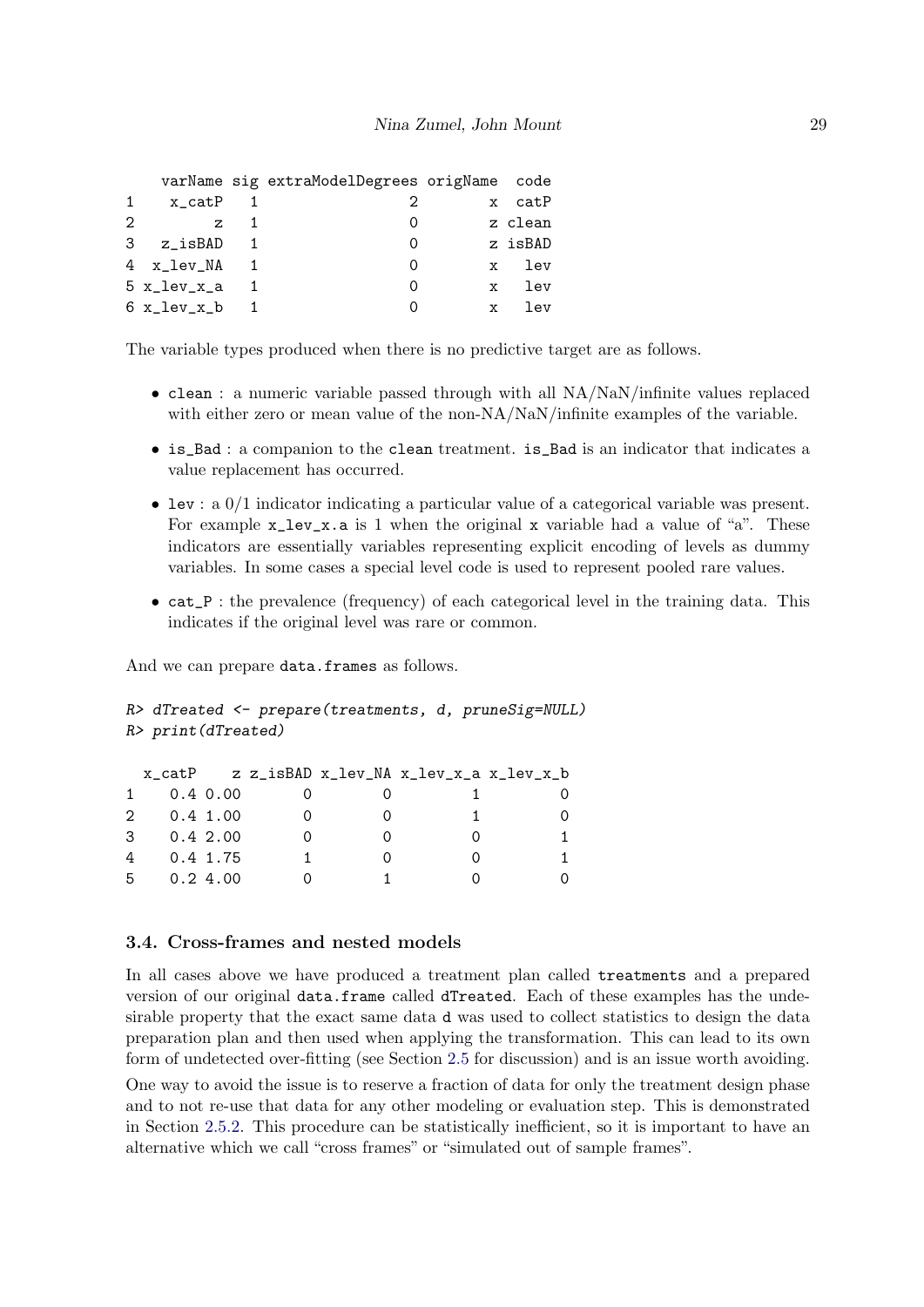```
    varName sig extraModelDegrees origName  code
1    x_catP   1                 2        x  catP
2         z   1                 0        z clean
3   z_isBAD   1                 0        z isBAD
4  x_lev_NA   1                 0        x   lev
5 x_lev_x_a   1                 0        x   lev
6 x_lev_x_b   1                 0        x   lev
```

The variable types produced when there is no predictive target are as follows.

- `clean` : a numeric variable passed through with all NA/NaN/infinite values replaced with either zero or mean value of the non-NA/NaN/infinite examples of the variable.
- `is_Bad` : a companion to the `clean` treatment. `is_Bad` is an indicator that indicates a value replacement has occurred.
- `lev` : a 0/1 indicator indicating a particular value of a categorical variable was present. For example `x_lev_x.a` is 1 when the original `x` variable had a value of "a". These indicators are essentially variables representing explicit encoding of levels as dummy variables. In some cases a special level code is used to represent pooled rare values.
- `cat_P` : the prevalence (frequency) of each categorical level in the training data. This indicates if the original level was rare or common.

And we can prepare `data.frames` as follows.

```
R> dTreated <- prepare(treatments, d, pruneSig=NULL)
R> print(dTreated)

  x_catP    z z_isBAD x_lev_NA x_lev_x_a x_lev_x_b
1    0.4 0.00       0        0         1         0
2    0.4 1.00       0        0         1         0
3    0.4 2.00       0        0         0         1
4    0.4 1.75       1        0         0         1
5    0.2 4.00       0        1         0         0
```

### 3.4. Cross-frames and nested models

In all cases above we have produced a treatment plan called `treatments` and a prepared version of our original `data.frame` called `dTreated`. Each of these examples has the undesirable property that the exact same data `d` was used to collect statistics to design the data preparation plan and then used when applying the transformation. This can lead to its own form of undetected over-fitting (see Section 2.5 for discussion) and is an issue worth avoiding.

One way to avoid the issue is to reserve a fraction of data for only the treatment design phase and to not re-use that data for any other modeling or evaluation step. This is demonstrated in Section 2.5.2. This procedure can be statistically inefficient, so it is important to have an alternative which we call "cross frames" or "simulated out of sample frames".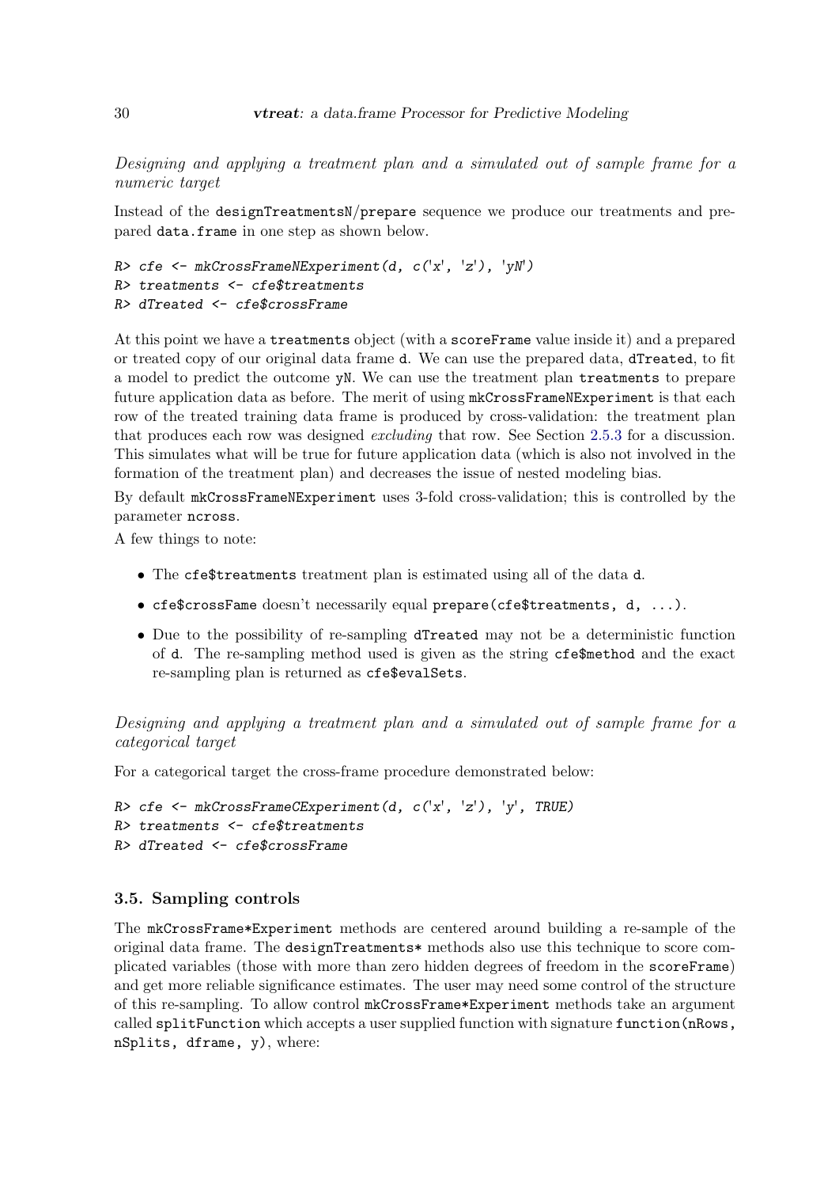*Designing and applying a treatment plan and a simulated out of sample frame for a numeric target*

Instead of the `designTreatmentsN`/`prepare` sequence we produce our treatments and prepared `data.frame` in one step as shown below.

```
R> cfe <- mkCrossFrameNExperiment(d, c('x', 'z'), 'yN')
R> treatments <- cfe$treatments
R> dTreated <- cfe$crossFrame
```

At this point we have a `treatments` object (with a `scoreFrame` value inside it) and a prepared or treated copy of our original data frame `d`. We can use the prepared data, `dTreated`, to fit a model to predict the outcome `yN`. We can use the treatment plan `treatments` to prepare future application data as before. The merit of using `mkCrossFrameNExperiment` is that each row of the treated training data frame is produced by cross-validation: the treatment plan that produces each row was designed *excluding* that row. See Section 2.5.3 for a discussion. This simulates what will be true for future application data (which is also not involved in the formation of the treatment plan) and decreases the issue of nested modeling bias.

By default `mkCrossFrameNExperiment` uses 3-fold cross-validation; this is controlled by the parameter `ncross`.

A few things to note:

- The `cfe$treatments` treatment plan is estimated using all of the data `d`.
- `cfe$crossFame` doesn't necessarily equal `prepare(cfe$treatments, d, ...)`.
- Due to the possibility of re-sampling `dTreated` may not be a deterministic function of `d`. The re-sampling method used is given as the string `cfe$method` and the exact re-sampling plan is returned as `cfe$evalSets`.

*Designing and applying a treatment plan and a simulated out of sample frame for a categorical target*

For a categorical target the cross-frame procedure demonstrated below:

```
R> cfe <- mkCrossFrameCExperiment(d, c('x', 'z'), 'y', TRUE)
R> treatments <- cfe$treatments
R> dTreated <- cfe$crossFrame
```

### 3.5. Sampling controls

The `mkCrossFrame*Experiment` methods are centered around building a re-sample of the original data frame. The `designTreatments*` methods also use this technique to score complicated variables (those with more than zero hidden degrees of freedom in the `scoreFrame`) and get more reliable significance estimates. The user may need some control of the structure of this re-sampling. To allow control `mkCrossFrame*Experiment` methods take an argument called `splitFunction` which accepts a user supplied function with signature `function(nRows, nSplits, dframe, y)`, where: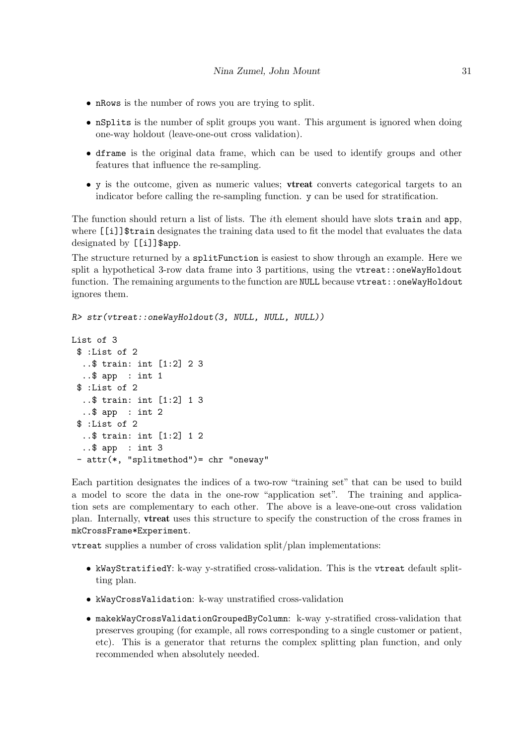- `nRows` is the number of rows you are trying to split.
- `nSplits` is the number of split groups you want. This argument is ignored when doing one-way holdout (leave-one-out cross validation).
- `dframe` is the original data frame, which can be used to identify groups and other features that influence the re-sampling.
- `y` is the outcome, given as numeric values; **vtreat** converts categorical targets to an indicator before calling the re-sampling function. `y` can be used for stratification.

The function should return a list of lists. The $i$th element should have slots `train` and `app`, where `[[i]]$train` designates the training data used to fit the model that evaluates the data designated by `[[i]]$app`.

The structure returned by a `splitFunction` is easiest to show through an example. Here we split a hypothetical 3-row data frame into 3 partitions, using the `vtreat::oneWayHoldout` function. The remaining arguments to the function are `NULL` because `vtreat::oneWayHoldout` ignores them.

```
R> str(vtreat::oneWayHoldout(3, NULL, NULL, NULL))

List of 3
 $ :List of 2
  ..$ train: int [1:2] 2 3
  ..$ app  : int 1
 $ :List of 2
  ..$ train: int [1:2] 1 3
  ..$ app  : int 2
 $ :List of 2
  ..$ train: int [1:2] 1 2
  ..$ app  : int 3
 - attr(*, "splitmethod")= chr "oneway"
```

Each partition designates the indices of a two-row "training set" that can be used to build a model to score the data in the one-row "application set". The training and application sets are complementary to each other. The above is a leave-one-out cross validation plan. Internally, **vtreat** uses this structure to specify the construction of the cross frames in `mkCrossFrame*Experiment`.

`vtreat` supplies a number of cross validation split/plan implementations:

- `kWayStratifiedY`: k-way y-stratified cross-validation. This is the `vtreat` default splitting plan.
- `kWayCrossValidation`: k-way unstratified cross-validation
- `makekWayCrossValidationGroupedByColumn`: k-way y-stratified cross-validation that preserves grouping (for example, all rows corresponding to a single customer or patient, etc). This is a generator that returns the complex splitting plan function, and only recommended when absolutely needed.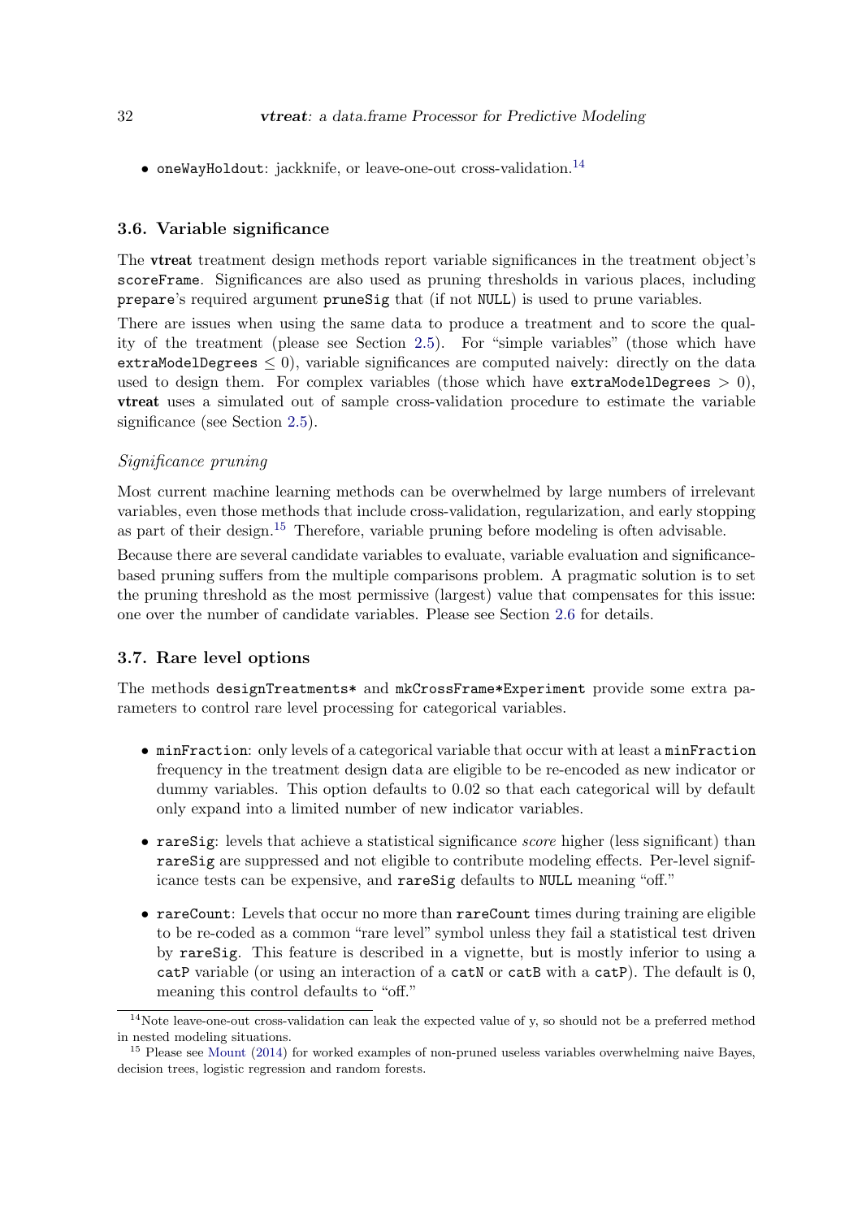- `oneWayHoldout`: jackknife, or leave-one-out cross-validation.[14]

### 3.6. Variable significance

The **vtreat** treatment design methods report variable significances in the treatment object's `scoreFrame`. Significances are also used as pruning thresholds in various places, including `prepare`'s required argument `pruneSig` that (if not `NULL`) is used to prune variables.

There are issues when using the same data to produce a treatment and to score the quality of the treatment (please see Section 2.5). For "simple variables" (those which have `extraModelDegrees` $\leq 0$), variable significances are computed naively: directly on the data used to design them. For complex variables (those which have `extraModelDegrees` $> 0$), **vtreat** uses a simulated out of sample cross-validation procedure to estimate the variable significance (see Section 2.5).

#### *Significance pruning*

Most current machine learning methods can be overwhelmed by large numbers of irrelevant variables, even those methods that include cross-validation, regularization, and early stopping as part of their design.[15] Therefore, variable pruning before modeling is often advisable.

Because there are several candidate variables to evaluate, variable evaluation and significance-based pruning suffers from the multiple comparisons problem. A pragmatic solution is to set the pruning threshold as the most permissive (largest) value that compensates for this issue: one over the number of candidate variables. Please see Section 2.6 for details.

### 3.7. Rare level options

The methods `designTreatments*` and `mkCrossFrame*Experiment` provide some extra parameters to control rare level processing for categorical variables.

- `minFraction`: only levels of a categorical variable that occur with at least a `minFraction` frequency in the treatment design data are eligible to be re-encoded as new indicator or dummy variables. This option defaults to 0.02 so that each categorical will by default only expand into a limited number of new indicator variables.
- `rareSig`: levels that achieve a statistical significance *score* higher (less significant) than `rareSig` are suppressed and not eligible to contribute modeling effects. Per-level significance tests can be expensive, and `rareSig` defaults to `NULL` meaning "off."
- `rareCount`: Levels that occur no more than `rareCount` times during training are eligible to be re-coded as a common "rare level" symbol unless they fail a statistical test driven by `rareSig`. This feature is described in a vignette, but is mostly inferior to using a `catP` variable (or using an interaction of a `catN` or `catB` with a `catP`). The default is 0, meaning this control defaults to "off."

[14] Note leave-one-out cross-validation can leak the expected value of y, so should not be a preferred method in nested modeling situations.

[15] Please see Mount (2014) for worked examples of non-pruned useless variables overwhelming naive Bayes, decision trees, logistic regression and random forests.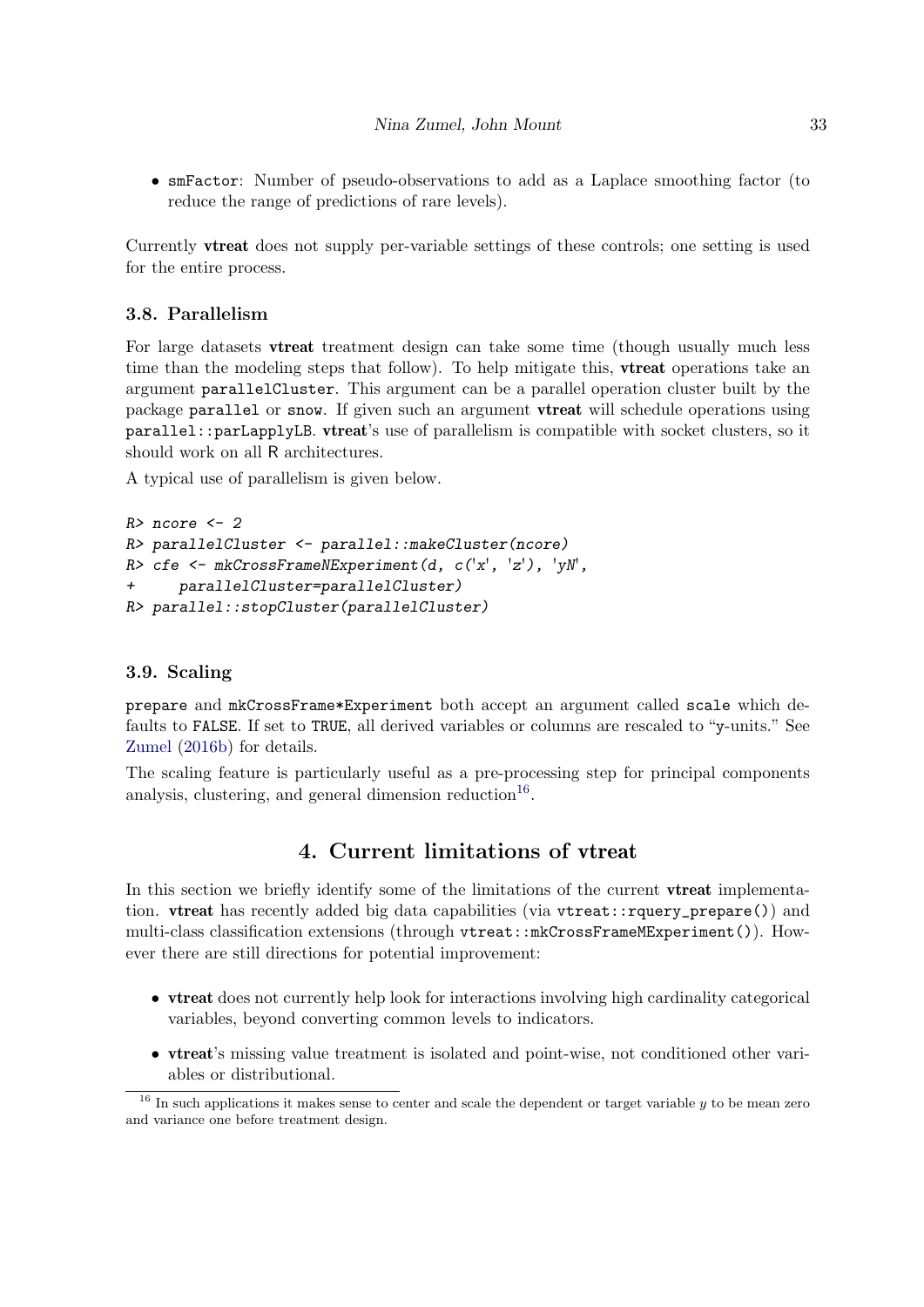- `smFactor`: Number of pseudo-observations to add as a Laplace smoothing factor (to reduce the range of predictions of rare levels).

Currently **vtreat** does not supply per-variable settings of these controls; one setting is used for the entire process.

### 3.8. Parallelism

For large datasets **vtreat** treatment design can take some time (though usually much less time than the modeling steps that follow). To help mitigate this, **vtreat** operations take an argument `parallelCluster`. This argument can be a parallel operation cluster built by the package `parallel` or `snow`. If given such an argument **vtreat** will schedule operations using `parallel::parLapplyLB`. **vtreat**'s use of parallelism is compatible with socket clusters, so it should work on all R architectures.

A typical use of parallelism is given below.

```
R> ncore <- 2
R> parallelCluster <- parallel::makeCluster(ncore)
R> cfe <- mkCrossFrameNExperiment(d, c('x', 'z'), 'yN',
+     parallelCluster=parallelCluster)
R> parallel::stopCluster(parallelCluster)
```

### 3.9. Scaling

`prepare` and `mkCrossFrame*Experiment` both accept an argument called `scale` which defaults to `FALSE`. If set to `TRUE`, all derived variables or columns are rescaled to "y-units." See Zumel (2016b) for details.

The scaling feature is particularly useful as a pre-processing step for principal components analysis, clustering, and general dimension reduction[16].

## 4. Current limitations of vtreat

In this section we briefly identify some of the limitations of the current **vtreat** implementation. **vtreat** has recently added big data capabilities (via `vtreat::rquery_prepare()`) and multi-class classification extensions (through `vtreat::mkCrossFrameMExperiment()`). However there are still directions for potential improvement:

- **vtreat** does not currently help look for interactions involving high cardinality categorical variables, beyond converting common levels to indicators.
- **vtreat**'s missing value treatment is isolated and point-wise, not conditioned other variables or distributional.

[16] In such applications it makes sense to center and scale the dependent or target variable $y$ to be mean zero and variance one before treatment design.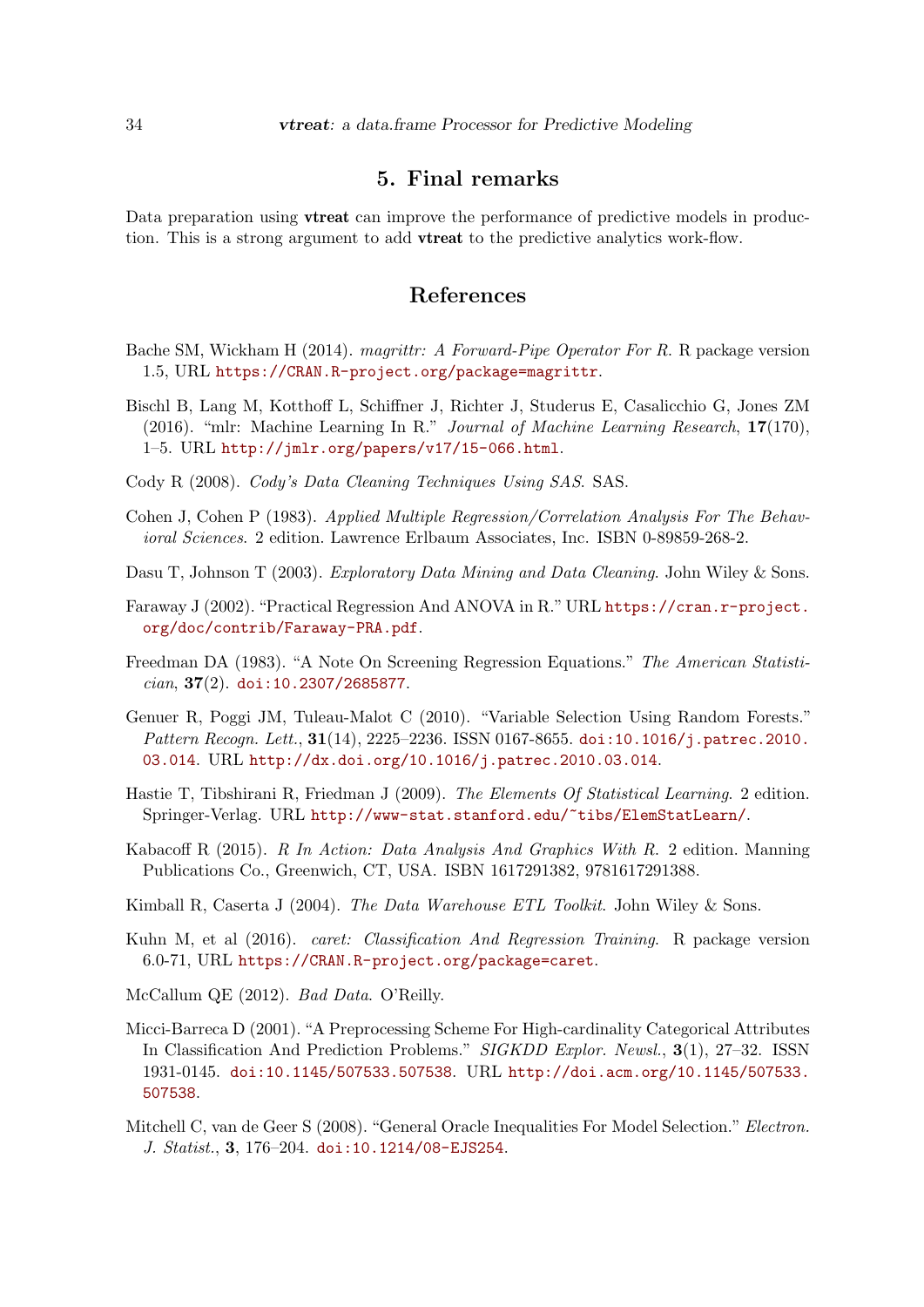# 5. Final remarks

Data preparation using **vtreat** can improve the performance of predictive models in production. This is a strong argument to add **vtreat** to the predictive analytics work-flow.

# References

Bache SM, Wickham H (2014). *magrittr: A Forward-Pipe Operator For R*. R package version 1.5, URL https://CRAN.R-project.org/package=magrittr.

Bischl B, Lang M, Kotthoff L, Schiffner J, Richter J, Studerus E, Casalicchio G, Jones ZM (2016). "mlr: Machine Learning In R." *Journal of Machine Learning Research*, **17**(170), 1–5. URL http://jmlr.org/papers/v17/15-066.html.

Cody R (2008). *Cody's Data Cleaning Techniques Using SAS*. SAS.

Cohen J, Cohen P (1983). *Applied Multiple Regression/Correlation Analysis For The Behavioral Sciences*. 2 edition. Lawrence Erlbaum Associates, Inc. ISBN 0-89859-268-2.

Dasu T, Johnson T (2003). *Exploratory Data Mining and Data Cleaning*. John Wiley & Sons.

Faraway J (2002). "Practical Regression And ANOVA in R." URL https://cran.r-project.org/doc/contrib/Faraway-PRA.pdf.

Freedman DA (1983). "A Note On Screening Regression Equations." *The American Statistician*, **37**(2). doi:10.2307/2685877.

Genuer R, Poggi JM, Tuleau-Malot C (2010). "Variable Selection Using Random Forests." *Pattern Recogn. Lett.*, **31**(14), 2225–2236. ISSN 0167-8655. doi:10.1016/j.patrec.2010.03.014. URL http://dx.doi.org/10.1016/j.patrec.2010.03.014.

Hastie T, Tibshirani R, Friedman J (2009). *The Elements Of Statistical Learning*. 2 edition. Springer-Verlag. URL http://www-stat.stanford.edu/~tibs/ElemStatLearn/.

Kabacoff R (2015). *R In Action: Data Analysis And Graphics With R*. 2 edition. Manning Publications Co., Greenwich, CT, USA. ISBN 1617291382, 9781617291388.

Kimball R, Caserta J (2004). *The Data Warehouse ETL Toolkit*. John Wiley & Sons.

Kuhn M, et al (2016). *caret: Classification And Regression Training*. R package version 6.0-71, URL https://CRAN.R-project.org/package=caret.

McCallum QE (2012). *Bad Data*. O'Reilly.

Micci-Barreca D (2001). "A Preprocessing Scheme For High-cardinality Categorical Attributes In Classification And Prediction Problems." *SIGKDD Explor. Newsl.*, **3**(1), 27–32. ISSN 1931-0145. doi:10.1145/507533.507538. URL http://doi.acm.org/10.1145/507533.507538.

Mitchell C, van de Geer S (2008). "General Oracle Inequalities For Model Selection." *Electron. J. Statist.*, **3**, 176–204. doi:10.1214/08-EJS254.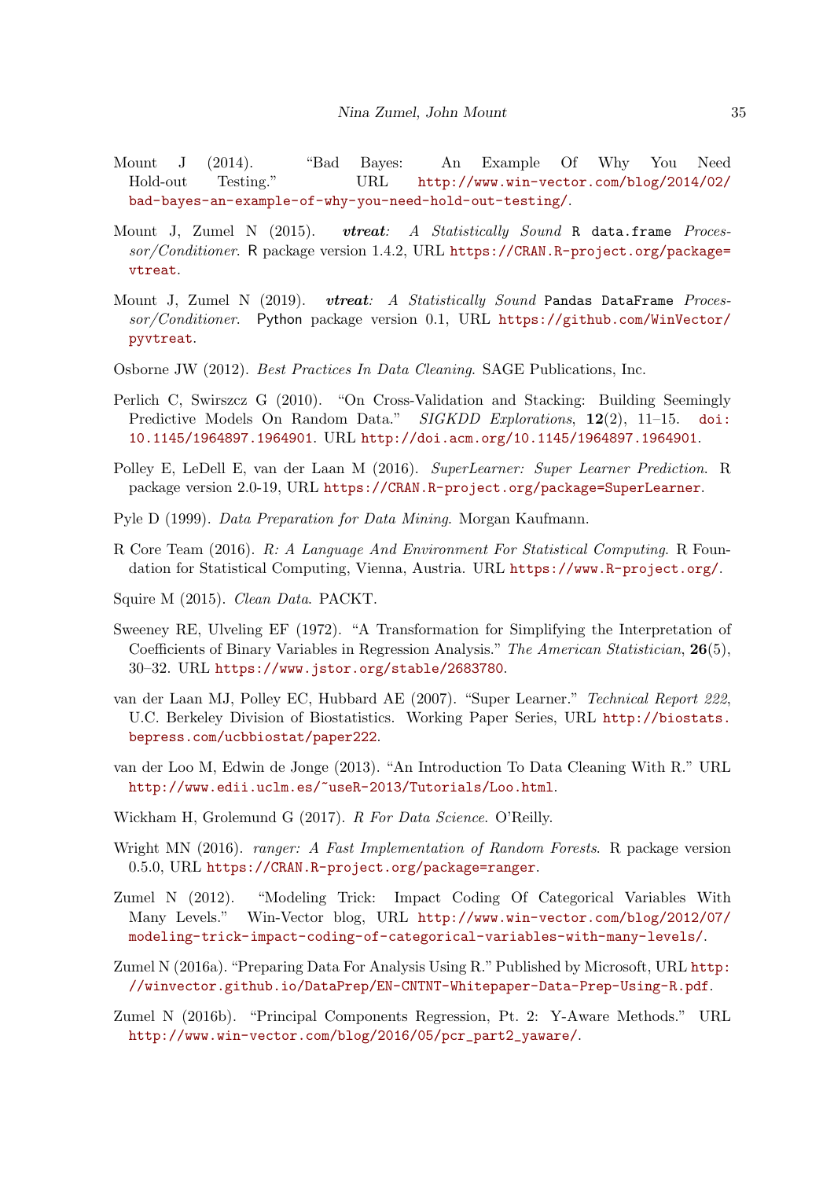Mount J (2014). "Bad Bayes: An Example Of Why You Need Hold-out Testing." URL http://www.win-vector.com/blog/2014/02/bad-bayes-an-example-of-why-you-need-hold-out-testing/.

Mount J, Zumel N (2015). ***vtreat**: A Statistically Sound* R `data.frame` *Processor/Conditioner*. R package version 1.4.2, URL https://CRAN.R-project.org/package=vtreat.

Mount J, Zumel N (2019). ***vtreat**: A Statistically Sound* `Pandas DataFrame` *Processor/Conditioner*. `Python` package version 0.1, URL https://github.com/WinVector/pyvtreat.

Osborne JW (2012). *Best Practices In Data Cleaning*. SAGE Publications, Inc.

Perlich C, Swirszcz G (2010). "On Cross-Validation and Stacking: Building Seemingly Predictive Models On Random Data." *SIGKDD Explorations*, **12**(2), 11–15. doi:10.1145/1964897.1964901. URL http://doi.acm.org/10.1145/1964897.1964901.

Polley E, LeDell E, van der Laan M (2016). *SuperLearner: Super Learner Prediction*. R package version 2.0-19, URL https://CRAN.R-project.org/package=SuperLearner.

Pyle D (1999). *Data Preparation for Data Mining*. Morgan Kaufmann.

R Core Team (2016). *R: A Language And Environment For Statistical Computing*. R Foundation for Statistical Computing, Vienna, Austria. URL https://www.R-project.org/.

Squire M (2015). *Clean Data*. PACKT.

Sweeney RE, Ulveling EF (1972). "A Transformation for Simplifying the Interpretation of Coefficients of Binary Variables in Regression Analysis." *The American Statistician*, **26**(5), 30–32. URL https://www.jstor.org/stable/2683780.

van der Laan MJ, Polley EC, Hubbard AE (2007). "Super Learner." *Technical Report 222*, U.C. Berkeley Division of Biostatistics. Working Paper Series, URL http://biostats.bepress.com/ucbbiostat/paper222.

van der Loo M, Edwin de Jonge (2013). "An Introduction To Data Cleaning With R." URL http://www.edii.uclm.es/~useR-2013/Tutorials/Loo.html.

Wickham H, Grolemund G (2017). *R For Data Science*. O'Reilly.

Wright MN (2016). *ranger: A Fast Implementation of Random Forests*. R package version 0.5.0, URL https://CRAN.R-project.org/package=ranger.

Zumel N (2012). "Modeling Trick: Impact Coding Of Categorical Variables With Many Levels." Win-Vector blog, URL http://www.win-vector.com/blog/2012/07/modeling-trick-impact-coding-of-categorical-variables-with-many-levels/.

Zumel N (2016a). "Preparing Data For Analysis Using R." Published by Microsoft, URL http://winvector.github.io/DataPrep/EN-CNTNT-Whitepaper-Data-Prep-Using-R.pdf.

Zumel N (2016b). "Principal Components Regression, Pt. 2: Y-Aware Methods." URL http://www.win-vector.com/blog/2016/05/pcr_part2_yaware/.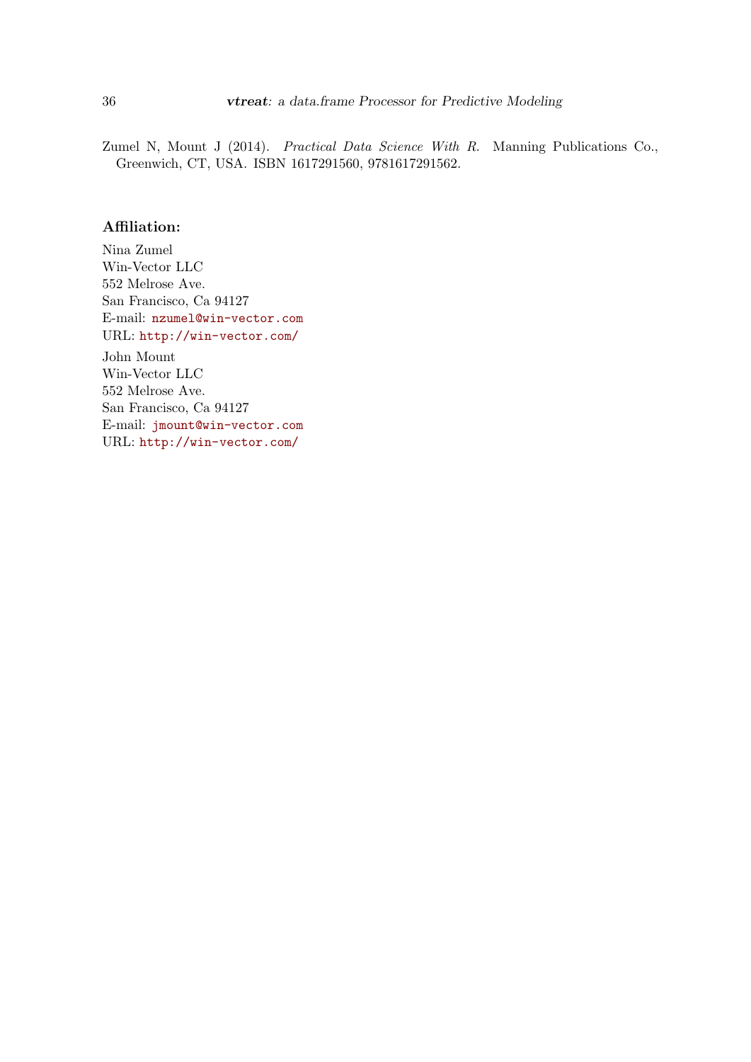Zumel N, Mount J (2014). *Practical Data Science With R.* Manning Publications Co., Greenwich, CT, USA. ISBN 1617291560, 9781617291562.

## Affiliation:

Nina Zumel
Win-Vector LLC
552 Melrose Ave.
San Francisco, Ca 94127
E-mail: nzumel@win-vector.com
URL: http://win-vector.com/

John Mount
Win-Vector LLC
552 Melrose Ave.
San Francisco, Ca 94127
E-mail: jmount@win-vector.com
URL: http://win-vector.com/